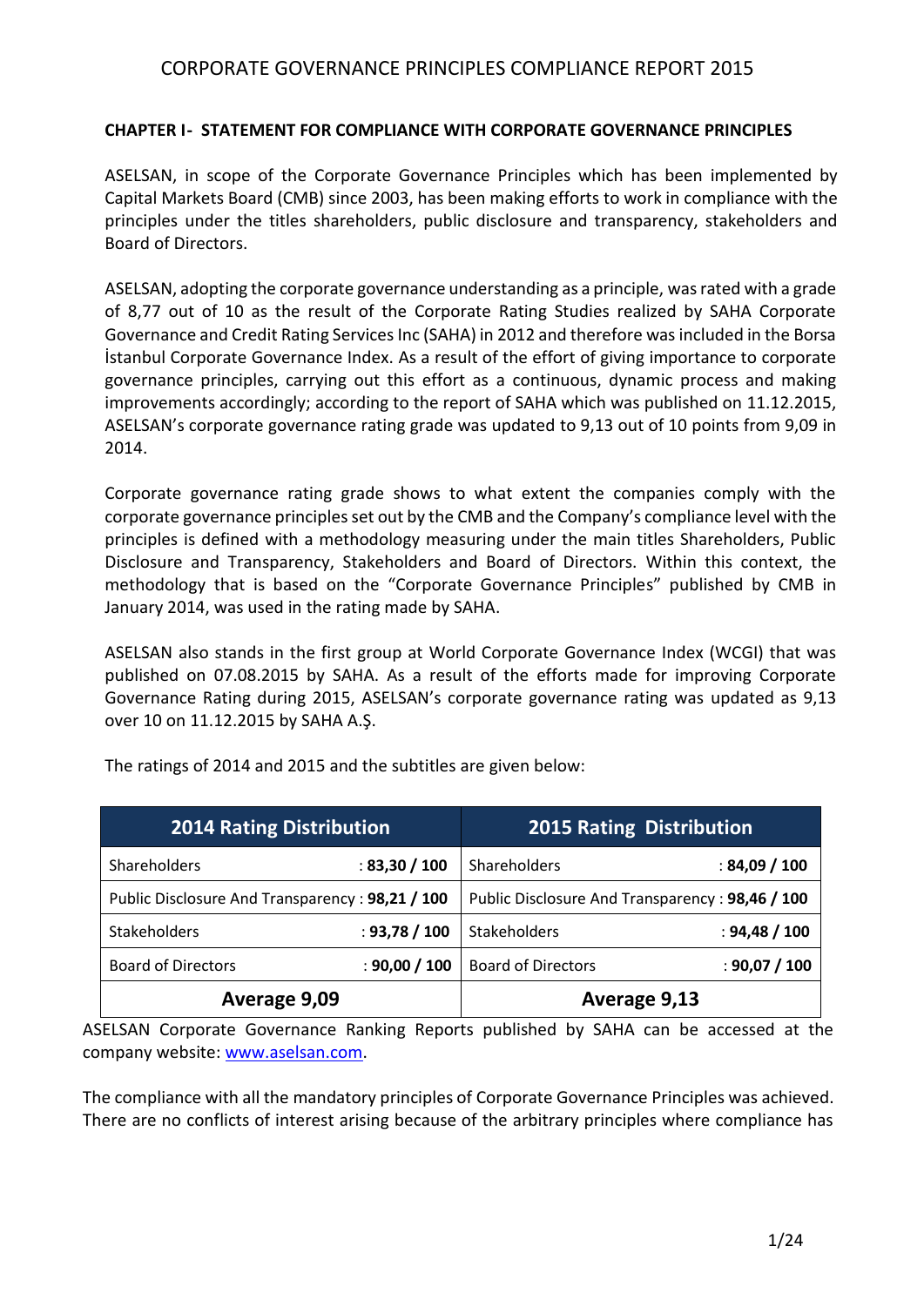# CORPORATE GOVERNANCE PRINCIPLES COMPLIANCE REPORT 2015

## CHAPTER I- STATEMENT FOR COMPLIANCE WITH CORPORATE GOVERNANCE PRINCIPLES

ASELSAN, in scope of the Corporate Governance Principles which has been implemented by Capital Markets Board (CMB) since 2003, has been making efforts to work in compliance with the principles under the titles shareholders, public disclosure and transparency, stakeholders and Board of Directors.

ASELSAN, adopting the corporate governance understanding as a principle, was rated with a grade of 8,77 out of 10 as the result of the Corporate Rating Studies realized by SAHA Corporate Governance and Credit Rating Services Inc (SAHA) in 2012 and therefore was included in the Borsa İstanbul Corporate Governance Index. As a result of the effort of giving importance to corporate governance principles, carrying out this effort as a continuous, dynamic process and making improvements accordingly; according to the report of SAHA which was published on 11.12.2015, ASELSAN's corporate governance rating grade was updated to 9,13 out of 10 points from 9,09 in 2014.

Corporate governance rating grade shows to what extent the companies comply with the corporate governance principles set out by the CMB and the Company's compliance level with the principles is defined with a methodology measuring under the main titles Shareholders, Public Disclosure and Transparency, Stakeholders and Board of Directors. Within this context, the methodology that is based on the "Corporate Governance Principles" published by CMB in January 2014, was used in the rating made by SAHA.

ASELSAN also stands in the first group at World Corporate Governance Index (WCGI) that was published on 07.08.2015 by SAHA. As a result of the efforts made for improving Corporate Governance Rating during 2015, ASELSAN's corporate governance rating was updated as 9,13 over 10 on 11.12.2015 by SAHA A.Ş.

The ratings of 2014 and 2015 and the subtitles are given below:

| 2014 Rating Distribution | | 2015 Rating Distribution | |
|---|---|---|---|
| Shareholders | : **83,30 / 100** | Shareholders | : **84,09 / 100** |
| Public Disclosure And Transparency | : **98,21 / 100** | Public Disclosure And Transparency | : **98,46 / 100** |
| Stakeholders | : **93,78 / 100** | Stakeholders | : **94,48 / 100** |
| Board of Directors | : **90,00 / 100** | Board of Directors | : **90,07 / 100** |
| **Average 9,09** | | **Average 9,13** | |

ASELSAN Corporate Governance Ranking Reports published by SAHA can be accessed at the company website: [www.aselsan.com](www.aselsan.com).

The compliance with all the mandatory principles of Corporate Governance Principles was achieved. There are no conflicts of interest arising because of the arbitrary principles where compliance has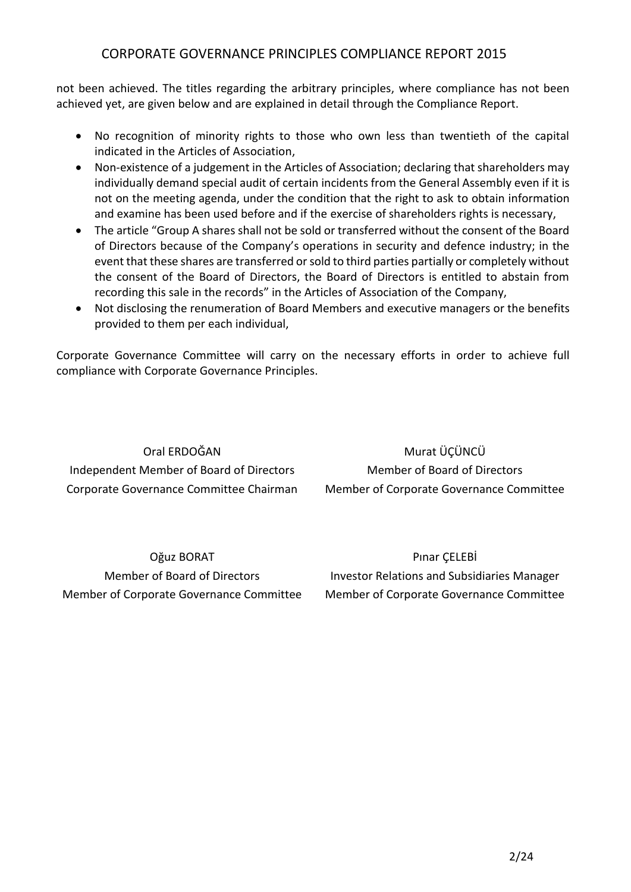not been achieved. The titles regarding the arbitrary principles, where compliance has not been achieved yet, are given below and are explained in detail through the Compliance Report.

- No recognition of minority rights to those who own less than twentieth of the capital indicated in the Articles of Association,
- Non-existence of a judgement in the Articles of Association; declaring that shareholders may individually demand special audit of certain incidents from the General Assembly even if it is not on the meeting agenda, under the condition that the right to ask to obtain information and examine has been used before and if the exercise of shareholders rights is necessary,
- The article "Group A shares shall not be sold or transferred without the consent of the Board of Directors because of the Company's operations in security and defence industry; in the event that these shares are transferred or sold to third parties partially or completely without the consent of the Board of Directors, the Board of Directors is entitled to abstain from recording this sale in the records" in the Articles of Association of the Company,
- Not disclosing the renumeration of Board Members and executive managers or the benefits provided to them per each individual,

Corporate Governance Committee will carry on the necessary efforts in order to achieve full compliance with Corporate Governance Principles.

Oral ERDOĞAN
Independent Member of Board of Directors
Corporate Governance Committee Chairman

Murat ÜÇÜNCÜ
Member of Board of Directors
Member of Corporate Governance Committee

Oğuz BORAT
Member of Board of Directors
Member of Corporate Governance Committee

Pınar ÇELEBİ
Investor Relations and Subsidiaries Manager
Member of Corporate Governance Committee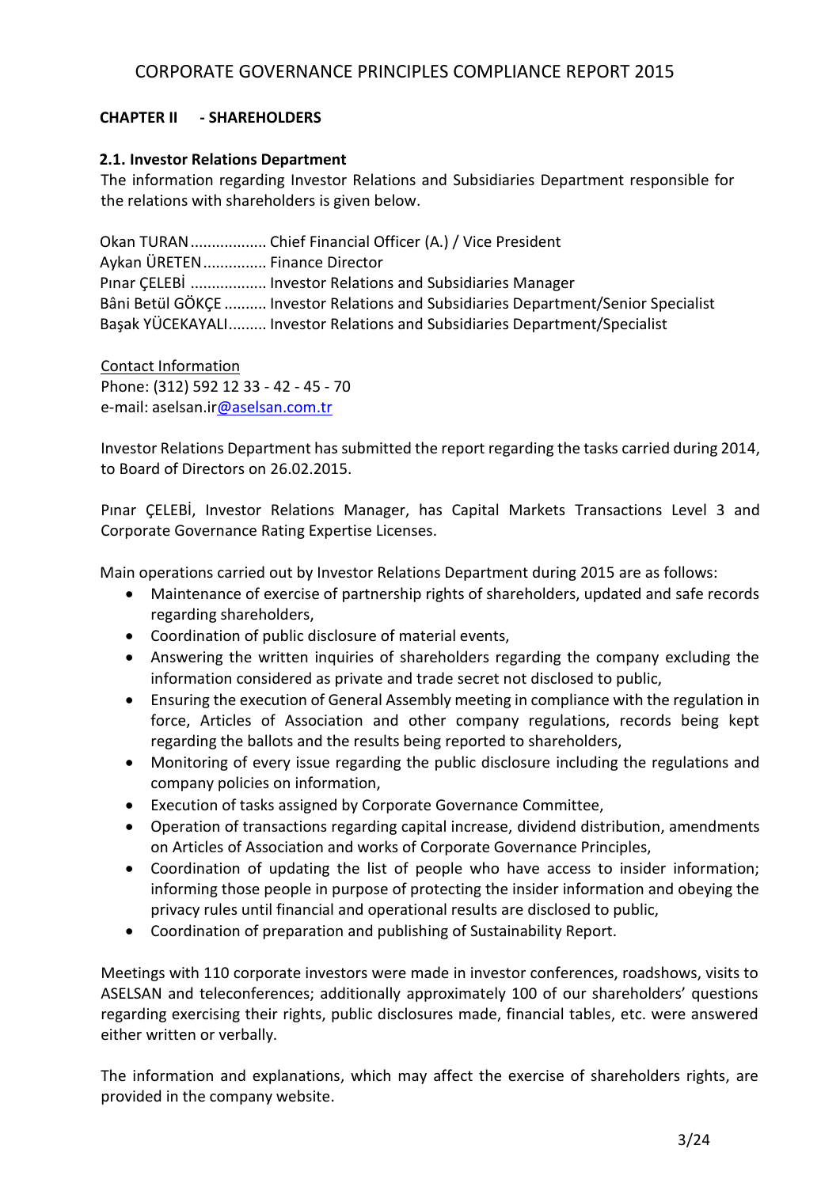# CORPORATE GOVERNANCE PRINCIPLES COMPLIANCE REPORT 2015

## CHAPTER II - SHAREHOLDERS

### 2.1. Investor Relations Department

The information regarding Investor Relations and Subsidiaries Department responsible for the relations with shareholders is given below.

Okan TURAN.................. Chief Financial Officer (A.) / Vice President
Aykan ÜRETEN............... Finance Director
Pınar ÇELEBİ .................. Investor Relations and Subsidiaries Manager
Bâni Betül GÖKÇE .......... Investor Relations and Subsidiaries Department/Senior Specialist
Başak YÜCEKAYALI......... Investor Relations and Subsidiaries Department/Specialist

Contact Information
Phone: (312) 592 12 33 - 42 - 45 - 70
e-mail: aselsan.ir@aselsan.com.tr

Investor Relations Department has submitted the report regarding the tasks carried during 2014, to Board of Directors on 26.02.2015.

Pınar ÇELEBİ, Investor Relations Manager, has Capital Markets Transactions Level 3 and Corporate Governance Rating Expertise Licenses.

Main operations carried out by Investor Relations Department during 2015 are as follows:

- Maintenance of exercise of partnership rights of shareholders, updated and safe records regarding shareholders,
- Coordination of public disclosure of material events,
- Answering the written inquiries of shareholders regarding the company excluding the information considered as private and trade secret not disclosed to public,
- Ensuring the execution of General Assembly meeting in compliance with the regulation in force, Articles of Association and other company regulations, records being kept regarding the ballots and the results being reported to shareholders,
- Monitoring of every issue regarding the public disclosure including the regulations and company policies on information,
- Execution of tasks assigned by Corporate Governance Committee,
- Operation of transactions regarding capital increase, dividend distribution, amendments on Articles of Association and works of Corporate Governance Principles,
- Coordination of updating the list of people who have access to insider information; informing those people in purpose of protecting the insider information and obeying the privacy rules until financial and operational results are disclosed to public,
- Coordination of preparation and publishing of Sustainability Report.

Meetings with 110 corporate investors were made in investor conferences, roadshows, visits to ASELSAN and teleconferences; additionally approximately 100 of our shareholders' questions regarding exercising their rights, public disclosures made, financial tables, etc. were answered either written or verbally.

The information and explanations, which may affect the exercise of shareholders rights, are provided in the company website.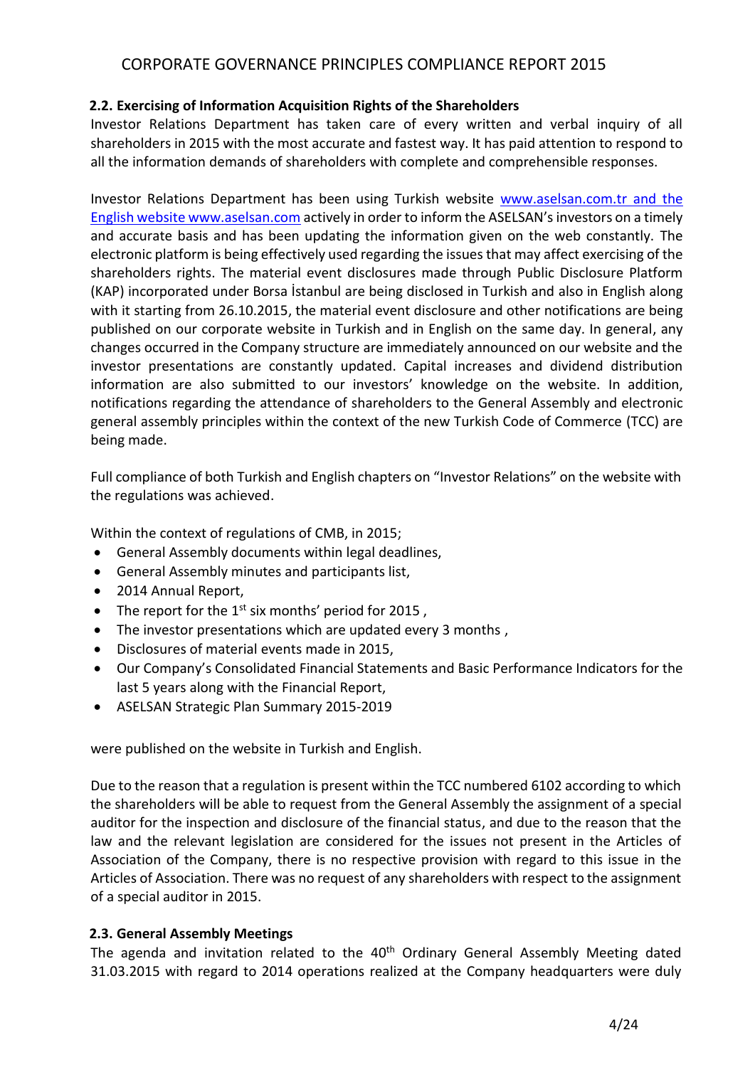### 2.2. Exercising of Information Acquisition Rights of the Shareholders

Investor Relations Department has taken care of every written and verbal inquiry of all shareholders in 2015 with the most accurate and fastest way. It has paid attention to respond to all the information demands of shareholders with complete and comprehensible responses.

Investor Relations Department has been using Turkish website www.aselsan.com.tr and the English website www.aselsan.com actively in order to inform the ASELSAN's investors on a timely and accurate basis and has been updating the information given on the web constantly. The electronic platform is being effectively used regarding the issues that may affect exercising of the shareholders rights. The material event disclosures made through Public Disclosure Platform (KAP) incorporated under Borsa İstanbul are being disclosed in Turkish and also in English along with it starting from 26.10.2015, the material event disclosure and other notifications are being published on our corporate website in Turkish and in English on the same day. In general, any changes occurred in the Company structure are immediately announced on our website and the investor presentations are constantly updated. Capital increases and dividend distribution information are also submitted to our investors' knowledge on the website. In addition, notifications regarding the attendance of shareholders to the General Assembly and electronic general assembly principles within the context of the new Turkish Code of Commerce (TCC) are being made.

Full compliance of both Turkish and English chapters on "Investor Relations" on the website with the regulations was achieved.

Within the context of regulations of CMB, in 2015;

- General Assembly documents within legal deadlines,
- General Assembly minutes and participants list,
- 2014 Annual Report,
- The report for the 1st six months' period for 2015 ,
- The investor presentations which are updated every 3 months ,
- Disclosures of material events made in 2015,
- Our Company's Consolidated Financial Statements and Basic Performance Indicators for the last 5 years along with the Financial Report,
- ASELSAN Strategic Plan Summary 2015-2019

were published on the website in Turkish and English.

Due to the reason that a regulation is present within the TCC numbered 6102 according to which the shareholders will be able to request from the General Assembly the assignment of a special auditor for the inspection and disclosure of the financial status, and due to the reason that the law and the relevant legislation are considered for the issues not present in the Articles of Association of the Company, there is no respective provision with regard to this issue in the Articles of Association. There was no request of any shareholders with respect to the assignment of a special auditor in 2015.

### 2.3. General Assembly Meetings

The agenda and invitation related to the 40th Ordinary General Assembly Meeting dated 31.03.2015 with regard to 2014 operations realized at the Company headquarters were duly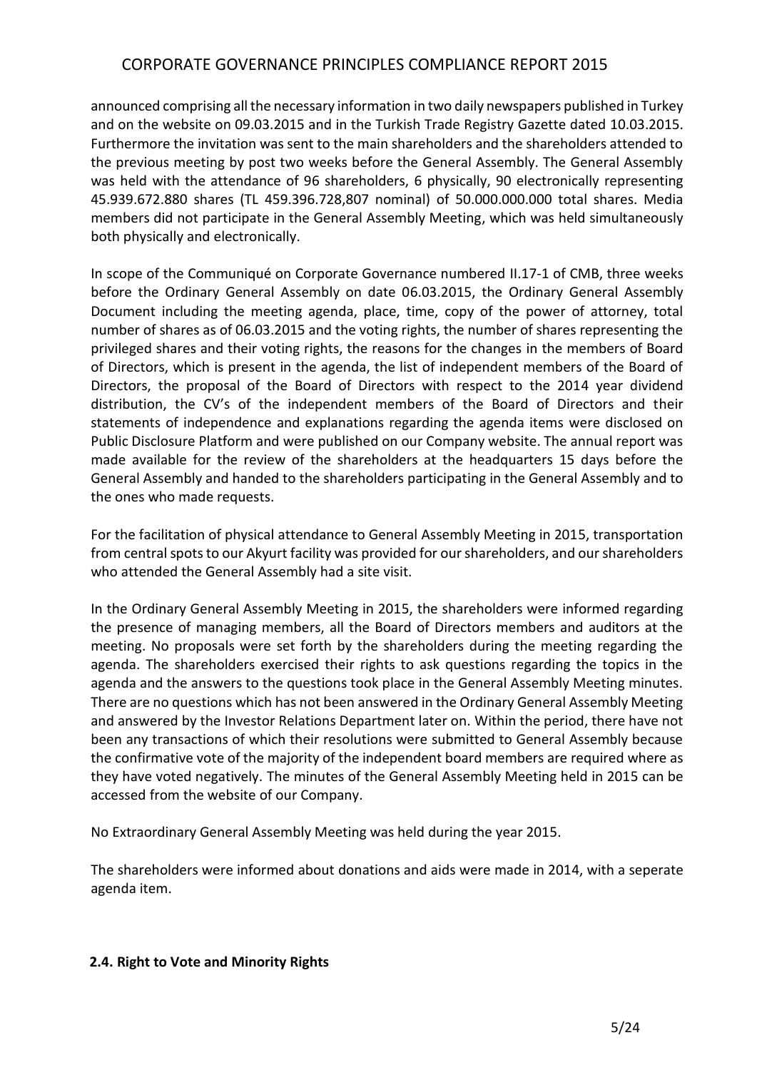announced comprising all the necessary information in two daily newspapers published in Turkey and on the website on 09.03.2015 and in the Turkish Trade Registry Gazette dated 10.03.2015. Furthermore the invitation was sent to the main shareholders and the shareholders attended to the previous meeting by post two weeks before the General Assembly. The General Assembly was held with the attendance of 96 shareholders, 6 physically, 90 electronically representing 45.939.672.880 shares (TL 459.396.728,807 nominal) of 50.000.000.000 total shares. Media members did not participate in the General Assembly Meeting, which was held simultaneously both physically and electronically.

In scope of the Communiqué on Corporate Governance numbered II.17-1 of CMB, three weeks before the Ordinary General Assembly on date 06.03.2015, the Ordinary General Assembly Document including the meeting agenda, place, time, copy of the power of attorney, total number of shares as of 06.03.2015 and the voting rights, the number of shares representing the privileged shares and their voting rights, the reasons for the changes in the members of Board of Directors, which is present in the agenda, the list of independent members of the Board of Directors, the proposal of the Board of Directors with respect to the 2014 year dividend distribution, the CV's of the independent members of the Board of Directors and their statements of independence and explanations regarding the agenda items were disclosed on Public Disclosure Platform and were published on our Company website. The annual report was made available for the review of the shareholders at the headquarters 15 days before the General Assembly and handed to the shareholders participating in the General Assembly and to the ones who made requests.

For the facilitation of physical attendance to General Assembly Meeting in 2015, transportation from central spots to our Akyurt facility was provided for our shareholders, and our shareholders who attended the General Assembly had a site visit.

In the Ordinary General Assembly Meeting in 2015, the shareholders were informed regarding the presence of managing members, all the Board of Directors members and auditors at the meeting. No proposals were set forth by the shareholders during the meeting regarding the agenda. The shareholders exercised their rights to ask questions regarding the topics in the agenda and the answers to the questions took place in the General Assembly Meeting minutes. There are no questions which has not been answered in the Ordinary General Assembly Meeting and answered by the Investor Relations Department later on. Within the period, there have not been any transactions of which their resolutions were submitted to General Assembly because the confirmative vote of the majority of the independent board members are required where as they have voted negatively. The minutes of the General Assembly Meeting held in 2015 can be accessed from the website of our Company.

No Extraordinary General Assembly Meeting was held during the year 2015.

The shareholders were informed about donations and aids were made in 2014, with a seperate agenda item.

### 2.4. Right to Vote and Minority Rights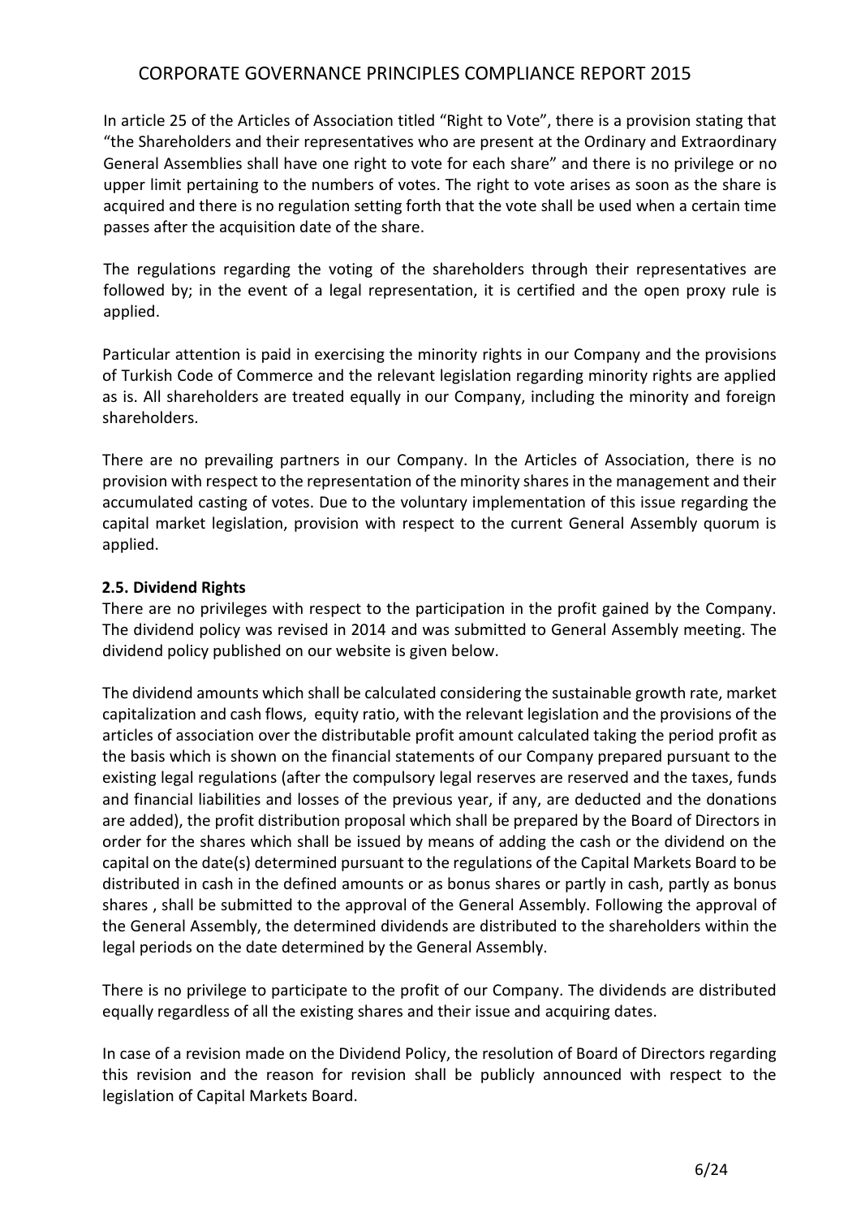In article 25 of the Articles of Association titled "Right to Vote", there is a provision stating that "the Shareholders and their representatives who are present at the Ordinary and Extraordinary General Assemblies shall have one right to vote for each share" and there is no privilege or no upper limit pertaining to the numbers of votes. The right to vote arises as soon as the share is acquired and there is no regulation setting forth that the vote shall be used when a certain time passes after the acquisition date of the share.

The regulations regarding the voting of the shareholders through their representatives are followed by; in the event of a legal representation, it is certified and the open proxy rule is applied.

Particular attention is paid in exercising the minority rights in our Company and the provisions of Turkish Code of Commerce and the relevant legislation regarding minority rights are applied as is. All shareholders are treated equally in our Company, including the minority and foreign shareholders.

There are no prevailing partners in our Company. In the Articles of Association, there is no provision with respect to the representation of the minority shares in the management and their accumulated casting of votes. Due to the voluntary implementation of this issue regarding the capital market legislation, provision with respect to the current General Assembly quorum is applied.

**2.5. Dividend Rights**

There are no privileges with respect to the participation in the profit gained by the Company. The dividend policy was revised in 2014 and was submitted to General Assembly meeting. The dividend policy published on our website is given below.

The dividend amounts which shall be calculated considering the sustainable growth rate, market capitalization and cash flows, equity ratio, with the relevant legislation and the provisions of the articles of association over the distributable profit amount calculated taking the period profit as the basis which is shown on the financial statements of our Company prepared pursuant to the existing legal regulations (after the compulsory legal reserves are reserved and the taxes, funds and financial liabilities and losses of the previous year, if any, are deducted and the donations are added), the profit distribution proposal which shall be prepared by the Board of Directors in order for the shares which shall be issued by means of adding the cash or the dividend on the capital on the date(s) determined pursuant to the regulations of the Capital Markets Board to be distributed in cash in the defined amounts or as bonus shares or partly in cash, partly as bonus shares , shall be submitted to the approval of the General Assembly. Following the approval of the General Assembly, the determined dividends are distributed to the shareholders within the legal periods on the date determined by the General Assembly.

There is no privilege to participate to the profit of our Company. The dividends are distributed equally regardless of all the existing shares and their issue and acquiring dates.

In case of a revision made on the Dividend Policy, the resolution of Board of Directors regarding this revision and the reason for revision shall be publicly announced with respect to the legislation of Capital Markets Board.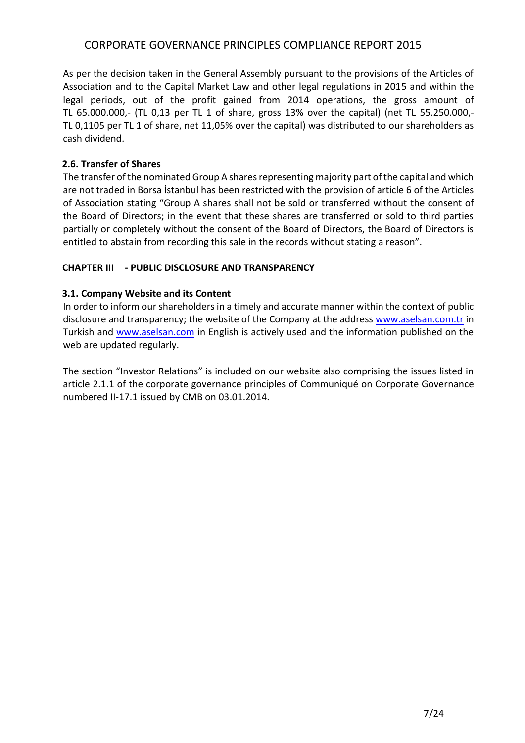As per the decision taken in the General Assembly pursuant to the provisions of the Articles of Association and to the Capital Market Law and other legal regulations in 2015 and within the legal periods, out of the profit gained from 2014 operations, the gross amount of TL 65.000.000,- (TL 0,13 per TL 1 of share, gross 13% over the capital) (net TL 55.250.000,- TL 0,1105 per TL 1 of share, net 11,05% over the capital) was distributed to our shareholders as cash dividend.

### 2.6. Transfer of Shares

The transfer of the nominated Group A shares representing majority part of the capital and which are not traded in Borsa İstanbul has been restricted with the provision of article 6 of the Articles of Association stating "Group A shares shall not be sold or transferred without the consent of the Board of Directors; in the event that these shares are transferred or sold to third parties partially or completely without the consent of the Board of Directors, the Board of Directors is entitled to abstain from recording this sale in the records without stating a reason".

## CHAPTER III - PUBLIC DISCLOSURE AND TRANSPARENCY

### 3.1. Company Website and its Content

In order to inform our shareholders in a timely and accurate manner within the context of public disclosure and transparency; the website of the Company at the address www.aselsan.com.tr in Turkish and www.aselsan.com in English is actively used and the information published on the web are updated regularly.

The section "Investor Relations" is included on our website also comprising the issues listed in article 2.1.1 of the corporate governance principles of Communiqué on Corporate Governance numbered II-17.1 issued by CMB on 03.01.2014.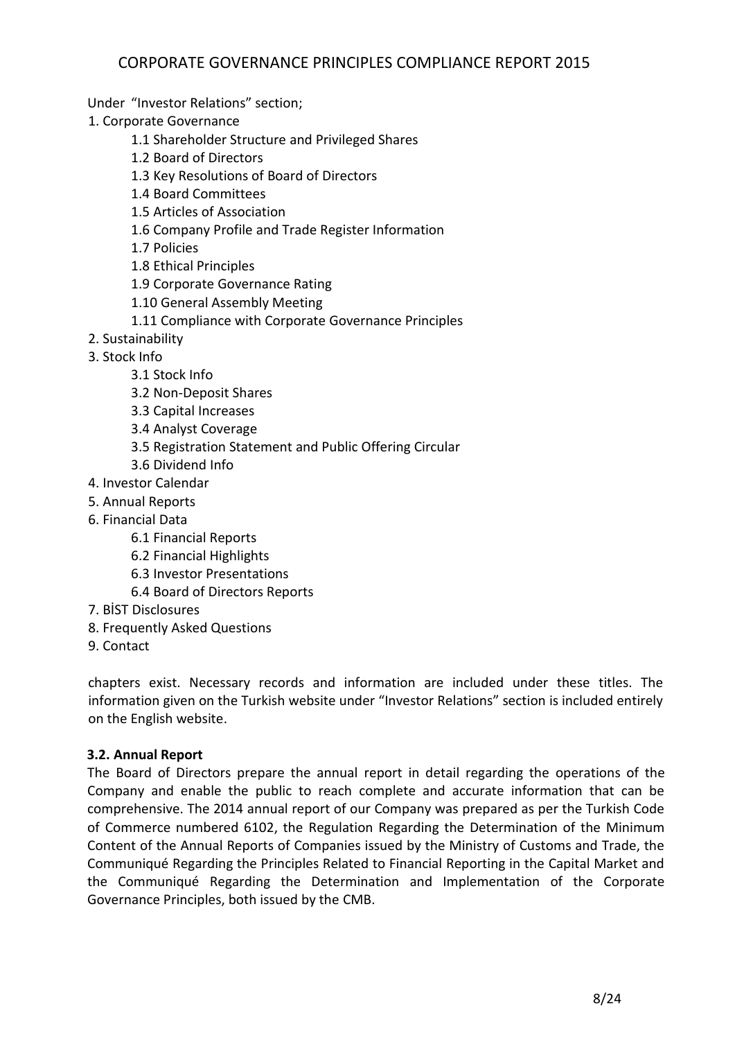Under "Investor Relations" section;

1. Corporate Governance
    - 1.1 Shareholder Structure and Privileged Shares
    - 1.2 Board of Directors
    - 1.3 Key Resolutions of Board of Directors
    - 1.4 Board Committees
    - 1.5 Articles of Association
    - 1.6 Company Profile and Trade Register Information
    - 1.7 Policies
    - 1.8 Ethical Principles
    - 1.9 Corporate Governance Rating
    - 1.10 General Assembly Meeting
    - 1.11 Compliance with Corporate Governance Principles
2. Sustainability
3. Stock Info
    - 3.1 Stock Info
    - 3.2 Non-Deposit Shares
    - 3.3 Capital Increases
    - 3.4 Analyst Coverage
    - 3.5 Registration Statement and Public Offering Circular
    - 3.6 Dividend Info
4. Investor Calendar
5. Annual Reports
6. Financial Data
    - 6.1 Financial Reports
    - 6.2 Financial Highlights
    - 6.3 Investor Presentations
    - 6.4 Board of Directors Reports
7. BİST Disclosures
8. Frequently Asked Questions
9. Contact

chapters exist. Necessary records and information are included under these titles. The information given on the Turkish website under "Investor Relations" section is included entirely on the English website.

**3.2. Annual Report**

The Board of Directors prepare the annual report in detail regarding the operations of the Company and enable the public to reach complete and accurate information that can be comprehensive. The 2014 annual report of our Company was prepared as per the Turkish Code of Commerce numbered 6102, the Regulation Regarding the Determination of the Minimum Content of the Annual Reports of Companies issued by the Ministry of Customs and Trade, the Communiqué Regarding the Principles Related to Financial Reporting in the Capital Market and the Communiqué Regarding the Determination and Implementation of the Corporate Governance Principles, both issued by the CMB.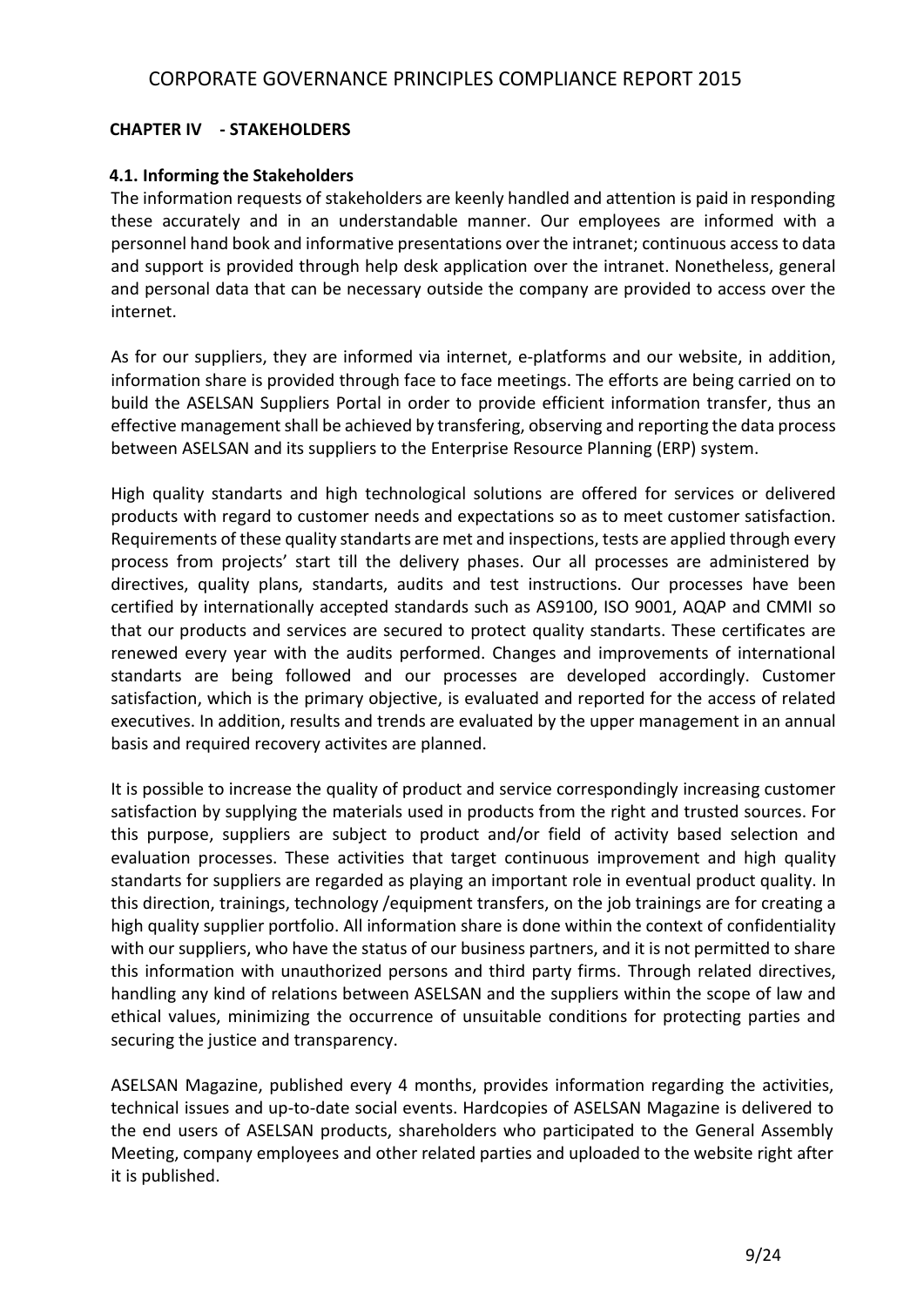## CHAPTER IV - STAKEHOLDERS

### 4.1. Informing the Stakeholders

The information requests of stakeholders are keenly handled and attention is paid in responding these accurately and in an understandable manner. Our employees are informed with a personnel hand book and informative presentations over the intranet; continuous access to data and support is provided through help desk application over the intranet. Nonetheless, general and personal data that can be necessary outside the company are provided to access over the internet.

As for our suppliers, they are informed via internet, e-platforms and our website, in addition, information share is provided through face to face meetings. The efforts are being carried on to build the ASELSAN Suppliers Portal in order to provide efficient information transfer, thus an effective management shall be achieved by transfering, observing and reporting the data process between ASELSAN and its suppliers to the Enterprise Resource Planning (ERP) system.

High quality standarts and high technological solutions are offered for services or delivered products with regard to customer needs and expectations so as to meet customer satisfaction. Requirements of these quality standarts are met and inspections, tests are applied through every process from projects' start till the delivery phases. Our all processes are administered by directives, quality plans, standarts, audits and test instructions. Our processes have been certified by internationally accepted standards such as AS9100, ISO 9001, AQAP and CMMI so that our products and services are secured to protect quality standarts. These certificates are renewed every year with the audits performed. Changes and improvements of international standarts are being followed and our processes are developed accordingly. Customer satisfaction, which is the primary objective, is evaluated and reported for the access of related executives. In addition, results and trends are evaluated by the upper management in an annual basis and required recovery activites are planned.

It is possible to increase the quality of product and service correspondingly increasing customer satisfaction by supplying the materials used in products from the right and trusted sources. For this purpose, suppliers are subject to product and/or field of activity based selection and evaluation processes. These activities that target continuous improvement and high quality standarts for suppliers are regarded as playing an important role in eventual product quality. In this direction, trainings, technology /equipment transfers, on the job trainings are for creating a high quality supplier portfolio. All information share is done within the context of confidentiality with our suppliers, who have the status of our business partners, and it is not permitted to share this information with unauthorized persons and third party firms. Through related directives, handling any kind of relations between ASELSAN and the suppliers within the scope of law and ethical values, minimizing the occurrence of unsuitable conditions for protecting parties and securing the justice and transparency.

ASELSAN Magazine, published every 4 months, provides information regarding the activities, technical issues and up-to-date social events. Hardcopies of ASELSAN Magazine is delivered to the end users of ASELSAN products, shareholders who participated to the General Assembly Meeting, company employees and other related parties and uploaded to the website right after it is published.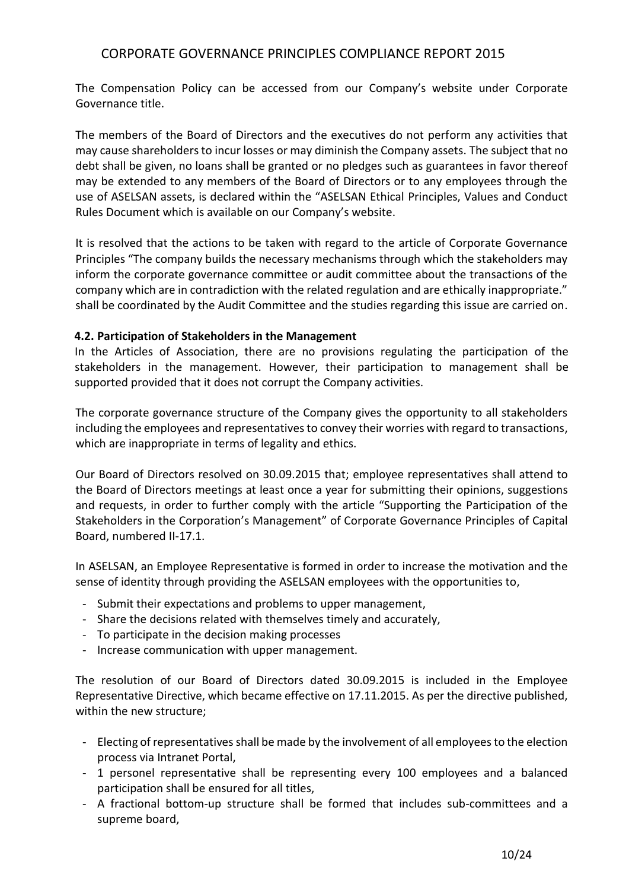The Compensation Policy can be accessed from our Company's website under Corporate Governance title.

The members of the Board of Directors and the executives do not perform any activities that may cause shareholders to incur losses or may diminish the Company assets. The subject that no debt shall be given, no loans shall be granted or no pledges such as guarantees in favor thereof may be extended to any members of the Board of Directors or to any employees through the use of ASELSAN assets, is declared within the "ASELSAN Ethical Principles, Values and Conduct Rules Document which is available on our Company's website.

It is resolved that the actions to be taken with regard to the article of Corporate Governance Principles "The company builds the necessary mechanisms through which the stakeholders may inform the corporate governance committee or audit committee about the transactions of the company which are in contradiction with the related regulation and are ethically inappropriate." shall be coordinated by the Audit Committee and the studies regarding this issue are carried on.

### 4.2. Participation of Stakeholders in the Management

In the Articles of Association, there are no provisions regulating the participation of the stakeholders in the management. However, their participation to management shall be supported provided that it does not corrupt the Company activities.

The corporate governance structure of the Company gives the opportunity to all stakeholders including the employees and representatives to convey their worries with regard to transactions, which are inappropriate in terms of legality and ethics.

Our Board of Directors resolved on 30.09.2015 that; employee representatives shall attend to the Board of Directors meetings at least once a year for submitting their opinions, suggestions and requests, in order to further comply with the article "Supporting the Participation of the Stakeholders in the Corporation's Management" of Corporate Governance Principles of Capital Board, numbered II-17.1.

In ASELSAN, an Employee Representative is formed in order to increase the motivation and the sense of identity through providing the ASELSAN employees with the opportunities to,

- Submit their expectations and problems to upper management,
- Share the decisions related with themselves timely and accurately,
- To participate in the decision making processes
- Increase communication with upper management.

The resolution of our Board of Directors dated 30.09.2015 is included in the Employee Representative Directive, which became effective on 17.11.2015. As per the directive published, within the new structure;

- Electing of representatives shall be made by the involvement of all employees to the election process via Intranet Portal,
- 1 personel representative shall be representing every 100 employees and a balanced participation shall be ensured for all titles,
- A fractional bottom-up structure shall be formed that includes sub-committees and a supreme board,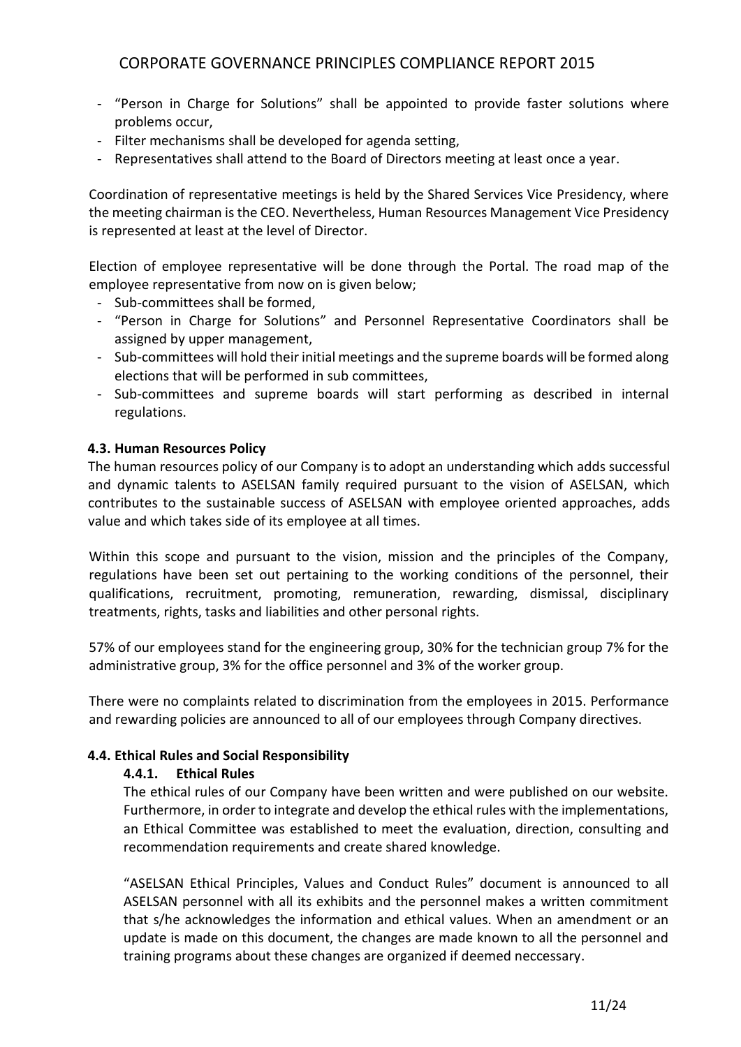- "Person in Charge for Solutions" shall be appointed to provide faster solutions where problems occur,
- Filter mechanisms shall be developed for agenda setting,
- Representatives shall attend to the Board of Directors meeting at least once a year.

Coordination of representative meetings is held by the Shared Services Vice Presidency, where the meeting chairman is the CEO. Nevertheless, Human Resources Management Vice Presidency is represented at least at the level of Director.

Election of employee representative will be done through the Portal. The road map of the employee representative from now on is given below;

- Sub-committees shall be formed,
- "Person in Charge for Solutions" and Personnel Representative Coordinators shall be assigned by upper management,
- Sub-committees will hold their initial meetings and the supreme boards will be formed along elections that will be performed in sub committees,
- Sub-committees and supreme boards will start performing as described in internal regulations.

#### 4.3. Human Resources Policy

The human resources policy of our Company is to adopt an understanding which adds successful and dynamic talents to ASELSAN family required pursuant to the vision of ASELSAN, which contributes to the sustainable success of ASELSAN with employee oriented approaches, adds value and which takes side of its employee at all times.

Within this scope and pursuant to the vision, mission and the principles of the Company, regulations have been set out pertaining to the working conditions of the personnel, their qualifications, recruitment, promoting, remuneration, rewarding, dismissal, disciplinary treatments, rights, tasks and liabilities and other personal rights.

57% of our employees stand for the engineering group, 30% for the technician group 7% for the administrative group, 3% for the office personnel and 3% of the worker group.

There were no complaints related to discrimination from the employees in 2015. Performance and rewarding policies are announced to all of our employees through Company directives.

#### 4.4. Ethical Rules and Social Responsibility

##### 4.4.1. Ethical Rules

The ethical rules of our Company have been written and were published on our website. Furthermore, in order to integrate and develop the ethical rules with the implementations, an Ethical Committee was established to meet the evaluation, direction, consulting and recommendation requirements and create shared knowledge.

"ASELSAN Ethical Principles, Values and Conduct Rules" document is announced to all ASELSAN personnel with all its exhibits and the personnel makes a written commitment that s/he acknowledges the information and ethical values. When an amendment or an update is made on this document, the changes are made known to all the personnel and training programs about these changes are organized if deemed neccessary.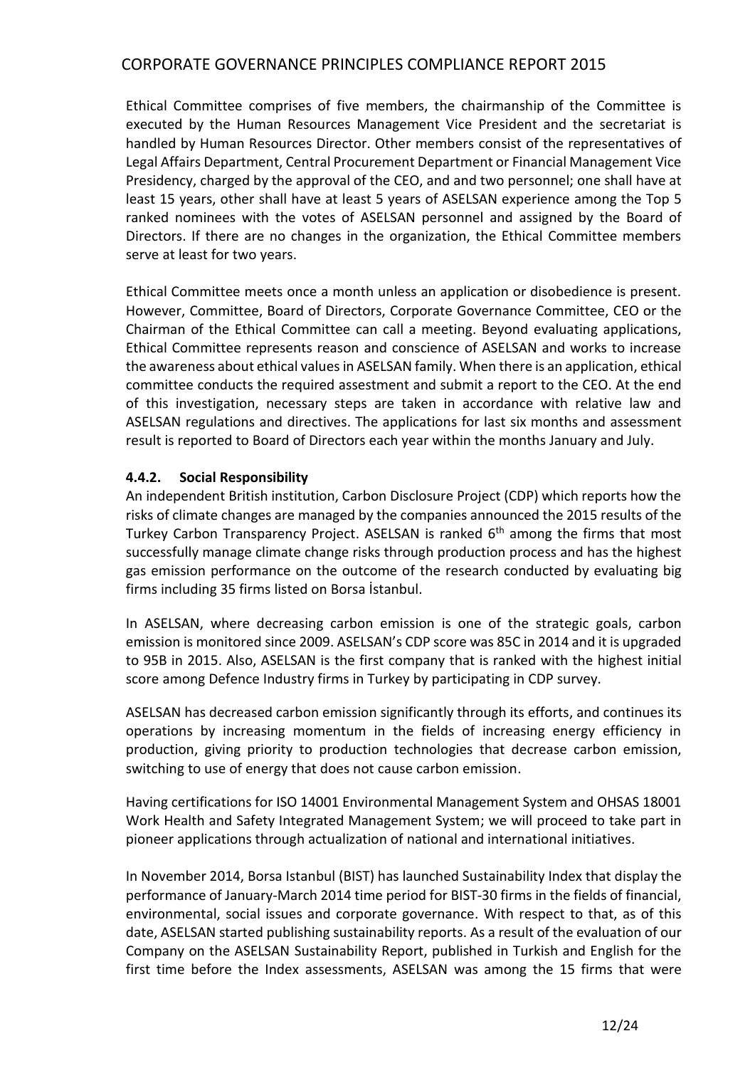Ethical Committee comprises of five members, the chairmanship of the Committee is executed by the Human Resources Management Vice President and the secretariat is handled by Human Resources Director. Other members consist of the representatives of Legal Affairs Department, Central Procurement Department or Financial Management Vice Presidency, charged by the approval of the CEO, and and two personnel; one shall have at least 15 years, other shall have at least 5 years of ASELSAN experience among the Top 5 ranked nominees with the votes of ASELSAN personnel and assigned by the Board of Directors. If there are no changes in the organization, the Ethical Committee members serve at least for two years.

Ethical Committee meets once a month unless an application or disobedience is present. However, Committee, Board of Directors, Corporate Governance Committee, CEO or the Chairman of the Ethical Committee can call a meeting. Beyond evaluating applications, Ethical Committee represents reason and conscience of ASELSAN and works to increase the awareness about ethical values in ASELSAN family. When there is an application, ethical committee conducts the required assessment and submit a report to the CEO. At the end of this investigation, necessary steps are taken in accordance with relative law and ASELSAN regulations and directives. The applications for last six months and assessment result is reported to Board of Directors each year within the months January and July.

#### 4.4.2. Social Responsibility

An independent British institution, Carbon Disclosure Project (CDP) which reports how the risks of climate changes are managed by the companies announced the 2015 results of the Turkey Carbon Transparency Project. ASELSAN is ranked 6th among the firms that most successfully manage climate change risks through production process and has the highest gas emission performance on the outcome of the research conducted by evaluating big firms including 35 firms listed on Borsa İstanbul.

In ASELSAN, where decreasing carbon emission is one of the strategic goals, carbon emission is monitored since 2009. ASELSAN's CDP score was 85C in 2014 and it is upgraded to 95B in 2015. Also, ASELSAN is the first company that is ranked with the highest initial score among Defence Industry firms in Turkey by participating in CDP survey.

ASELSAN has decreased carbon emission significantly through its efforts, and continues its operations by increasing momentum in the fields of increasing energy efficiency in production, giving priority to production technologies that decrease carbon emission, switching to use of energy that does not cause carbon emission.

Having certifications for ISO 14001 Environmental Management System and OHSAS 18001 Work Health and Safety Integrated Management System; we will proceed to take part in pioneer applications through actualization of national and international initiatives.

In November 2014, Borsa Istanbul (BIST) has launched Sustainability Index that display the performance of January-March 2014 time period for BIST-30 firms in the fields of financial, environmental, social issues and corporate governance. With respect to that, as of this date, ASELSAN started publishing sustainability reports. As a result of the evaluation of our Company on the ASELSAN Sustainability Report, published in Turkish and English for the first time before the Index assessments, ASELSAN was among the 15 firms that were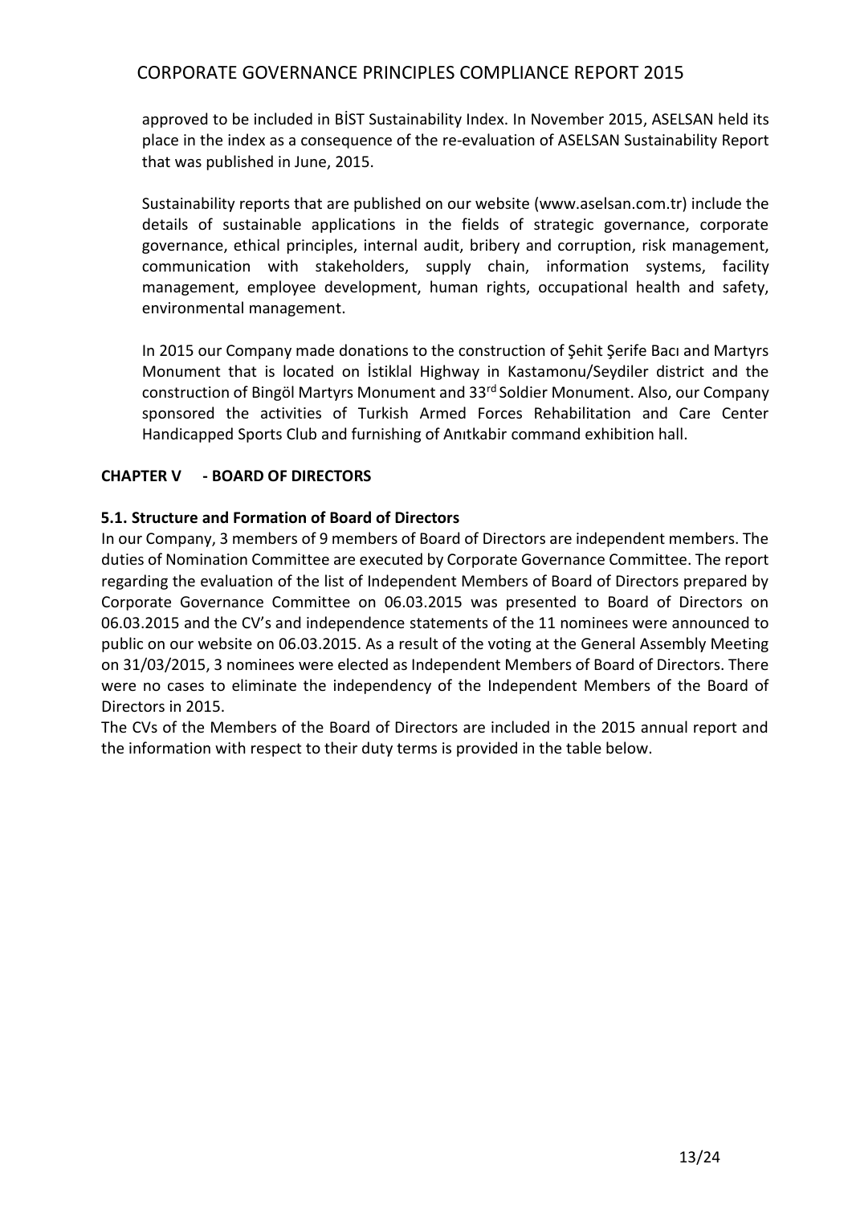approved to be included in BİST Sustainability Index. In November 2015, ASELSAN held its place in the index as a consequence of the re-evaluation of ASELSAN Sustainability Report that was published in June, 2015.

Sustainability reports that are published on our website (www.aselsan.com.tr) include the details of sustainable applications in the fields of strategic governance, corporate governance, ethical principles, internal audit, bribery and corruption, risk management, communication with stakeholders, supply chain, information systems, facility management, employee development, human rights, occupational health and safety, environmental management.

In 2015 our Company made donations to the construction of Şehit Şerife Bacı and Martyrs Monument that is located on İstiklal Highway in Kastamonu/Seydiler district and the construction of Bingöl Martyrs Monument and 33rd Soldier Monument. Also, our Company sponsored the activities of Turkish Armed Forces Rehabilitation and Care Center Handicapped Sports Club and furnishing of Anıtkabir command exhibition hall.

## CHAPTER V - BOARD OF DIRECTORS

### 5.1. Structure and Formation of Board of Directors

In our Company, 3 members of 9 members of Board of Directors are independent members. The duties of Nomination Committee are executed by Corporate Governance Committee. The report regarding the evaluation of the list of Independent Members of Board of Directors prepared by Corporate Governance Committee on 06.03.2015 was presented to Board of Directors on 06.03.2015 and the CV's and independence statements of the 11 nominees were announced to public on our website on 06.03.2015. As a result of the voting at the General Assembly Meeting on 31/03/2015, 3 nominees were elected as Independent Members of Board of Directors. There were no cases to eliminate the independency of the Independent Members of the Board of Directors in 2015.

The CVs of the Members of the Board of Directors are included in the 2015 annual report and the information with respect to their duty terms is provided in the table below.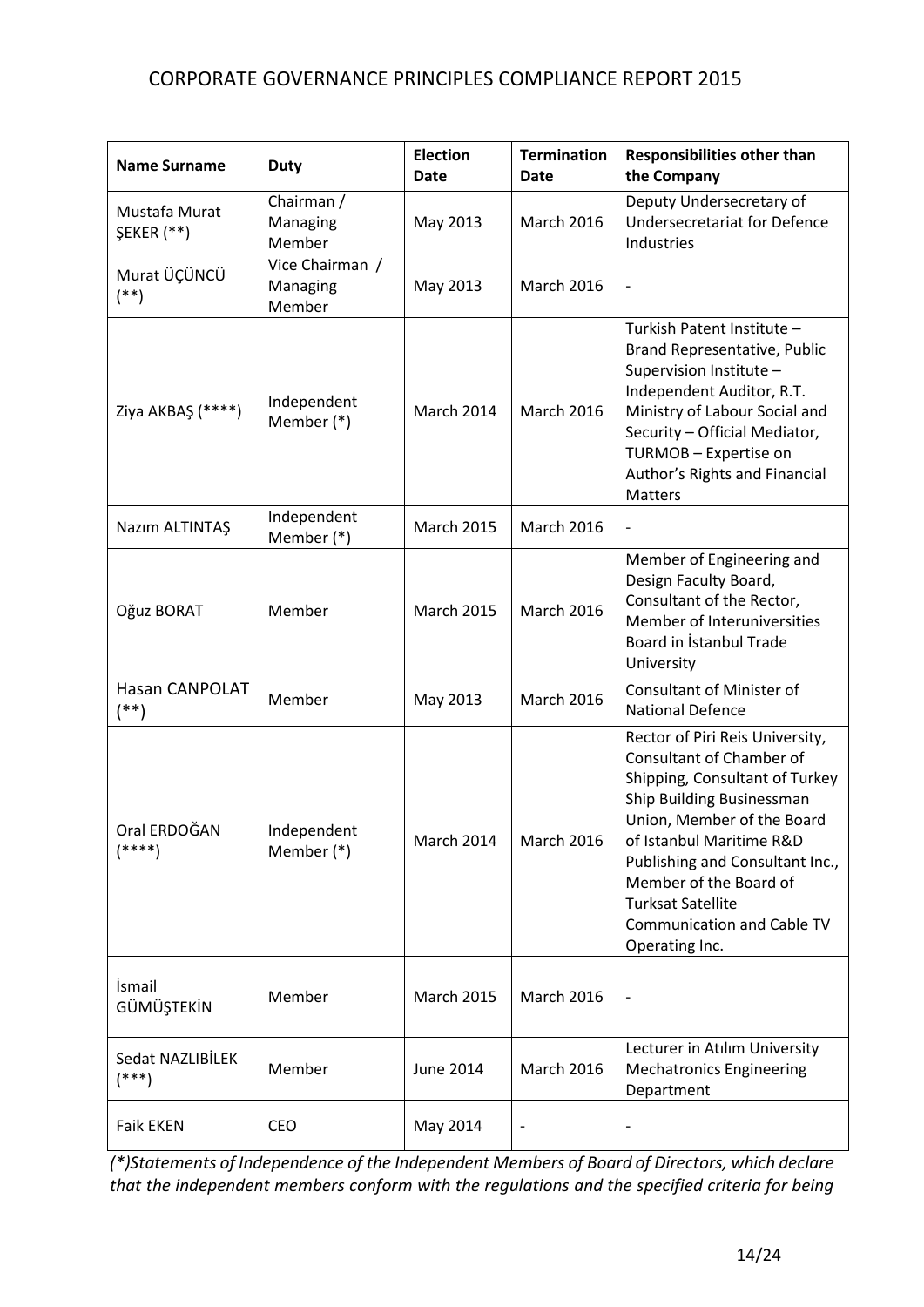# CORPORATE GOVERNANCE PRINCIPLES COMPLIANCE REPORT 2015

| Name Surname | Duty | Election Date | Termination Date | Responsibilities other than the Company |
|---|---|---|---|---|
| Mustafa Murat ŞEKER (**) | Chairman / Managing Member | May 2013 | March 2016 | Deputy Undersecretary of Undersecretariat for Defence Industries |
| Murat ÜÇÜNCÜ (**) | Vice Chairman / Managing Member | May 2013 | March 2016 | - |
| Ziya AKBAŞ (****) | Independent Member (*) | March 2014 | March 2016 | Turkish Patent Institute – Brand Representative, Public Supervision Institute – Independent Auditor, R.T. Ministry of Labour Social and Security – Official Mediator, TURMOB – Expertise on Author's Rights and Financial Matters |
| Nazım ALTINTAŞ | Independent Member (*) | March 2015 | March 2016 | - |
| Oğuz BORAT | Member | March 2015 | March 2016 | Member of Engineering and Design Faculty Board, Consultant of the Rector, Member of Interuniversities Board in İstanbul Trade University |
| Hasan CANPOLAT (**) | Member | May 2013 | March 2016 | Consultant of Minister of National Defence |
| Oral ERDOĞAN (****) | Independent Member (*) | March 2014 | March 2016 | Rector of Piri Reis University, Consultant of Chamber of Shipping, Consultant of Turkey Ship Building Businessman Union, Member of the Board of Istanbul Maritime R&D Publishing and Consultant Inc., Member of the Board of Turksat Satellite Communication and Cable TV Operating Inc. |
| İsmail GÜMÜŞTEKİN | Member | March 2015 | March 2016 | - |
| Sedat NAZLIBİLEK (***) | Member | June 2014 | March 2016 | Lecturer in Atılım University Mechatronics Engineering Department |
| Faik EKEN | CEO | May 2014 | - | - |

*(*)Statements of Independence of the Independent Members of Board of Directors, which declare that the independent members conform with the regulations and the specified criteria for being*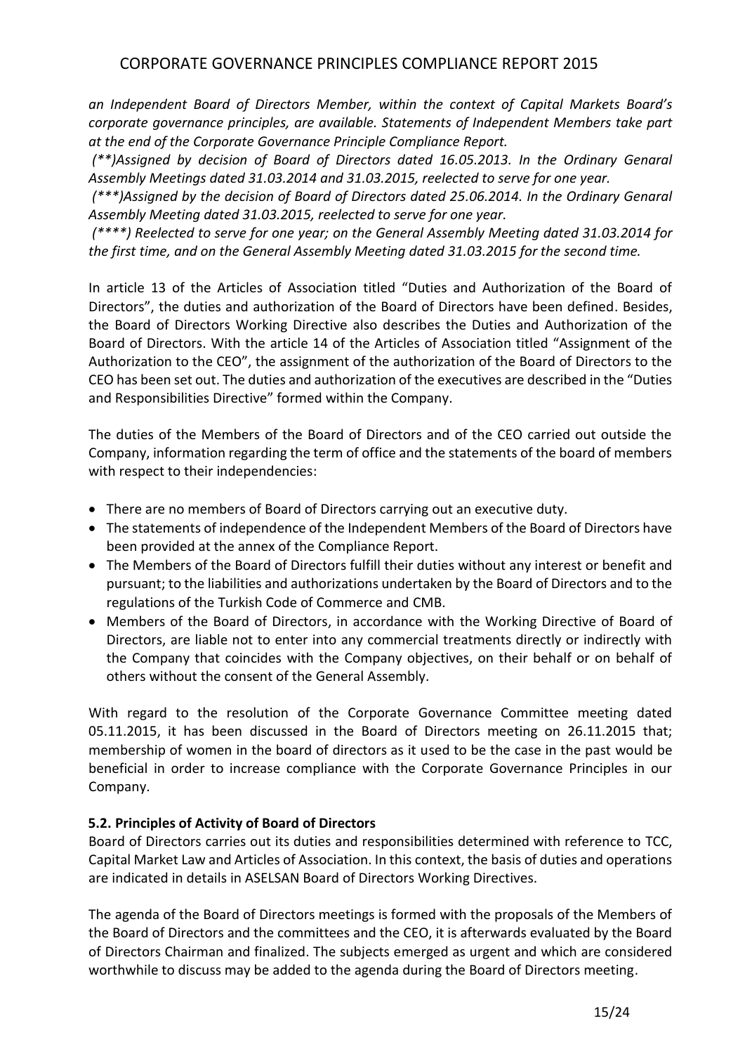*an Independent Board of Directors Member, within the context of Capital Markets Board's corporate governance principles, are available. Statements of Independent Members take part at the end of the Corporate Governance Principle Compliance Report.*

*(**)Assigned by decision of Board of Directors dated 16.05.2013. In the Ordinary Genaral Assembly Meetings dated 31.03.2014 and 31.03.2015, reelected to serve for one year.*

*(***)Assigned by the decision of Board of Directors dated 25.06.2014. In the Ordinary Genaral Assembly Meeting dated 31.03.2015, reelected to serve for one year.*

*(****) Reelected to serve for one year; on the General Assembly Meeting dated 31.03.2014 for the first time, and on the General Assembly Meeting dated 31.03.2015 for the second time.*

In article 13 of the Articles of Association titled "Duties and Authorization of the Board of Directors", the duties and authorization of the Board of Directors have been defined. Besides, the Board of Directors Working Directive also describes the Duties and Authorization of the Board of Directors. With the article 14 of the Articles of Association titled "Assignment of the Authorization to the CEO", the assignment of the authorization of the Board of Directors to the CEO has been set out. The duties and authorization of the executives are described in the "Duties and Responsibilities Directive" formed within the Company.

The duties of the Members of the Board of Directors and of the CEO carried out outside the Company, information regarding the term of office and the statements of the board of members with respect to their independencies:

- There are no members of Board of Directors carrying out an executive duty.
- The statements of independence of the Independent Members of the Board of Directors have been provided at the annex of the Compliance Report.
- The Members of the Board of Directors fulfill their duties without any interest or benefit and pursuant; to the liabilities and authorizations undertaken by the Board of Directors and to the regulations of the Turkish Code of Commerce and CMB.
- Members of the Board of Directors, in accordance with the Working Directive of Board of Directors, are liable not to enter into any commercial treatments directly or indirectly with the Company that coincides with the Company objectives, on their behalf or on behalf of others without the consent of the General Assembly.

With regard to the resolution of the Corporate Governance Committee meeting dated 05.11.2015, it has been discussed in the Board of Directors meeting on 26.11.2015 that; membership of women in the board of directors as it used to be the case in the past would be beneficial in order to increase compliance with the Corporate Governance Principles in our Company.

**5.2. Principles of Activity of Board of Directors**

Board of Directors carries out its duties and responsibilities determined with reference to TCC, Capital Market Law and Articles of Association. In this context, the basis of duties and operations are indicated in details in ASELSAN Board of Directors Working Directives.

The agenda of the Board of Directors meetings is formed with the proposals of the Members of the Board of Directors and the committees and the CEO, it is afterwards evaluated by the Board of Directors Chairman and finalized. The subjects emerged as urgent and which are considered worthwhile to discuss may be added to the agenda during the Board of Directors meeting.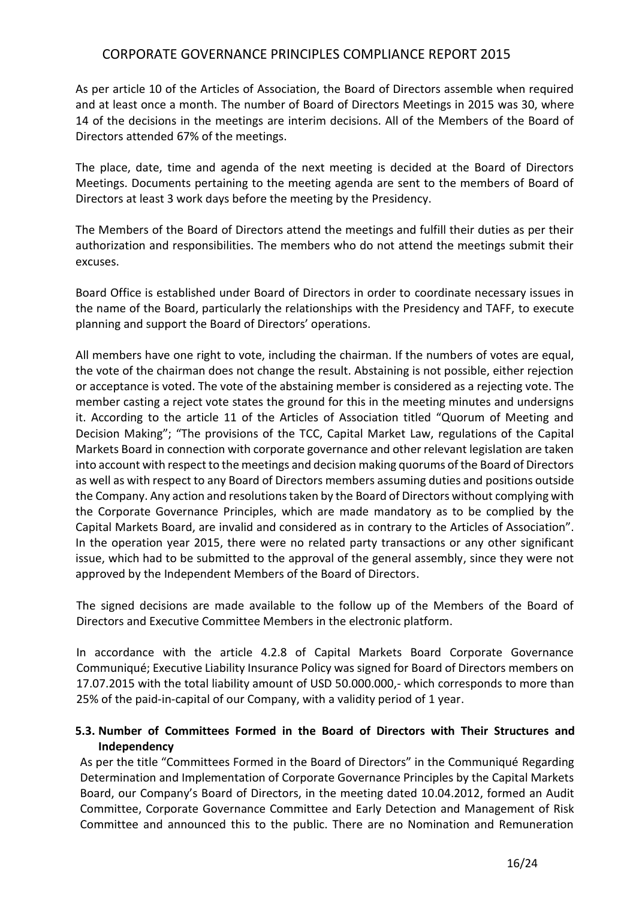As per article 10 of the Articles of Association, the Board of Directors assemble when required and at least once a month. The number of Board of Directors Meetings in 2015 was 30, where 14 of the decisions in the meetings are interim decisions. All of the Members of the Board of Directors attended 67% of the meetings.

The place, date, time and agenda of the next meeting is decided at the Board of Directors Meetings. Documents pertaining to the meeting agenda are sent to the members of Board of Directors at least 3 work days before the meeting by the Presidency.

The Members of the Board of Directors attend the meetings and fulfill their duties as per their authorization and responsibilities. The members who do not attend the meetings submit their excuses.

Board Office is established under Board of Directors in order to coordinate necessary issues in the name of the Board, particularly the relationships with the Presidency and TAFF, to execute planning and support the Board of Directors' operations.

All members have one right to vote, including the chairman. If the numbers of votes are equal, the vote of the chairman does not change the result. Abstaining is not possible, either rejection or acceptance is voted. The vote of the abstaining member is considered as a rejecting vote. The member casting a reject vote states the ground for this in the meeting minutes and undersigns it. According to the article 11 of the Articles of Association titled "Quorum of Meeting and Decision Making"; "The provisions of the TCC, Capital Market Law, regulations of the Capital Markets Board in connection with corporate governance and other relevant legislation are taken into account with respect to the meetings and decision making quorums of the Board of Directors as well as with respect to any Board of Directors members assuming duties and positions outside the Company. Any action and resolutions taken by the Board of Directors without complying with the Corporate Governance Principles, which are made mandatory as to be complied by the Capital Markets Board, are invalid and considered as in contrary to the Articles of Association". In the operation year 2015, there were no related party transactions or any other significant issue, which had to be submitted to the approval of the general assembly, since they were not approved by the Independent Members of the Board of Directors.

The signed decisions are made available to the follow up of the Members of the Board of Directors and Executive Committee Members in the electronic platform.

In accordance with the article 4.2.8 of Capital Markets Board Corporate Governance Communiqué; Executive Liability Insurance Policy was signed for Board of Directors members on 17.07.2015 with the total liability amount of USD 50.000.000,- which corresponds to more than 25% of the paid-in-capital of our Company, with a validity period of 1 year.

### 5.3. Number of Committees Formed in the Board of Directors with Their Structures and Independency

As per the title "Committees Formed in the Board of Directors" in the Communiqué Regarding Determination and Implementation of Corporate Governance Principles by the Capital Markets Board, our Company's Board of Directors, in the meeting dated 10.04.2012, formed an Audit Committee, Corporate Governance Committee and Early Detection and Management of Risk Committee and announced this to the public. There are no Nomination and Remuneration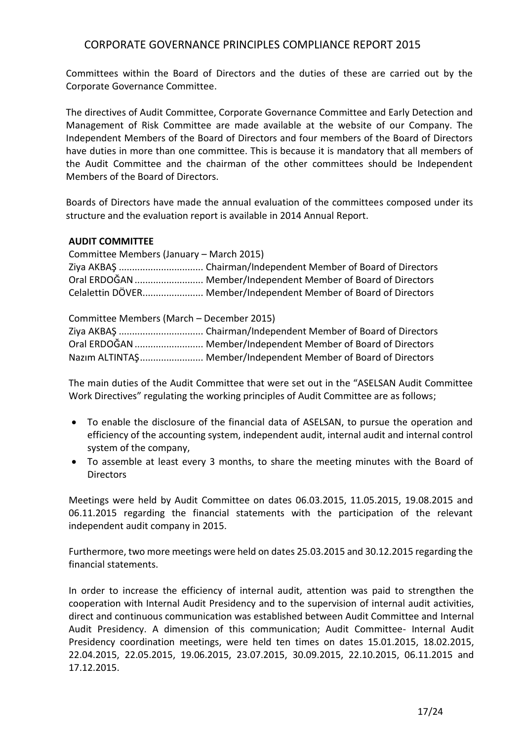Committees within the Board of Directors and the duties of these are carried out by the Corporate Governance Committee.

The directives of Audit Committee, Corporate Governance Committee and Early Detection and Management of Risk Committee are made available at the website of our Company. The Independent Members of the Board of Directors and four members of the Board of Directors have duties in more than one committee. This is because it is mandatory that all members of the Audit Committee and the chairman of the other committees should be Independent Members of the Board of Directors.

Boards of Directors have made the annual evaluation of the committees composed under its structure and the evaluation report is available in 2014 Annual Report.

**AUDIT COMMITTEE**

Committee Members (January – March 2015)
Ziya AKBAŞ ................................ Chairman/Independent Member of Board of Directors
Oral ERDOĞAN .......................... Member/Independent Member of Board of Directors
Celalettin DÖVER....................... Member/Independent Member of Board of Directors

Committee Members (March – December 2015)
Ziya AKBAŞ ................................ Chairman/Independent Member of Board of Directors
Oral ERDOĞAN .......................... Member/Independent Member of Board of Directors
Nazım ALTINTAŞ........................ Member/Independent Member of Board of Directors

The main duties of the Audit Committee that were set out in the "ASELSAN Audit Committee Work Directives" regulating the working principles of Audit Committee are as follows;

- To enable the disclosure of the financial data of ASELSAN, to pursue the operation and efficiency of the accounting system, independent audit, internal audit and internal control system of the company,
- To assemble at least every 3 months, to share the meeting minutes with the Board of Directors

Meetings were held by Audit Committee on dates 06.03.2015, 11.05.2015, 19.08.2015 and 06.11.2015 regarding the financial statements with the participation of the relevant independent audit company in 2015.

Furthermore, two more meetings were held on dates 25.03.2015 and 30.12.2015 regarding the financial statements.

In order to increase the efficiency of internal audit, attention was paid to strengthen the cooperation with Internal Audit Presidency and to the supervision of internal audit activities, direct and continuous communication was established between Audit Committee and Internal Audit Presidency. A dimension of this communication; Audit Committee- Internal Audit Presidency coordination meetings, were held ten times on dates 15.01.2015, 18.02.2015, 22.04.2015, 22.05.2015, 19.06.2015, 23.07.2015, 30.09.2015, 22.10.2015, 06.11.2015 and 17.12.2015.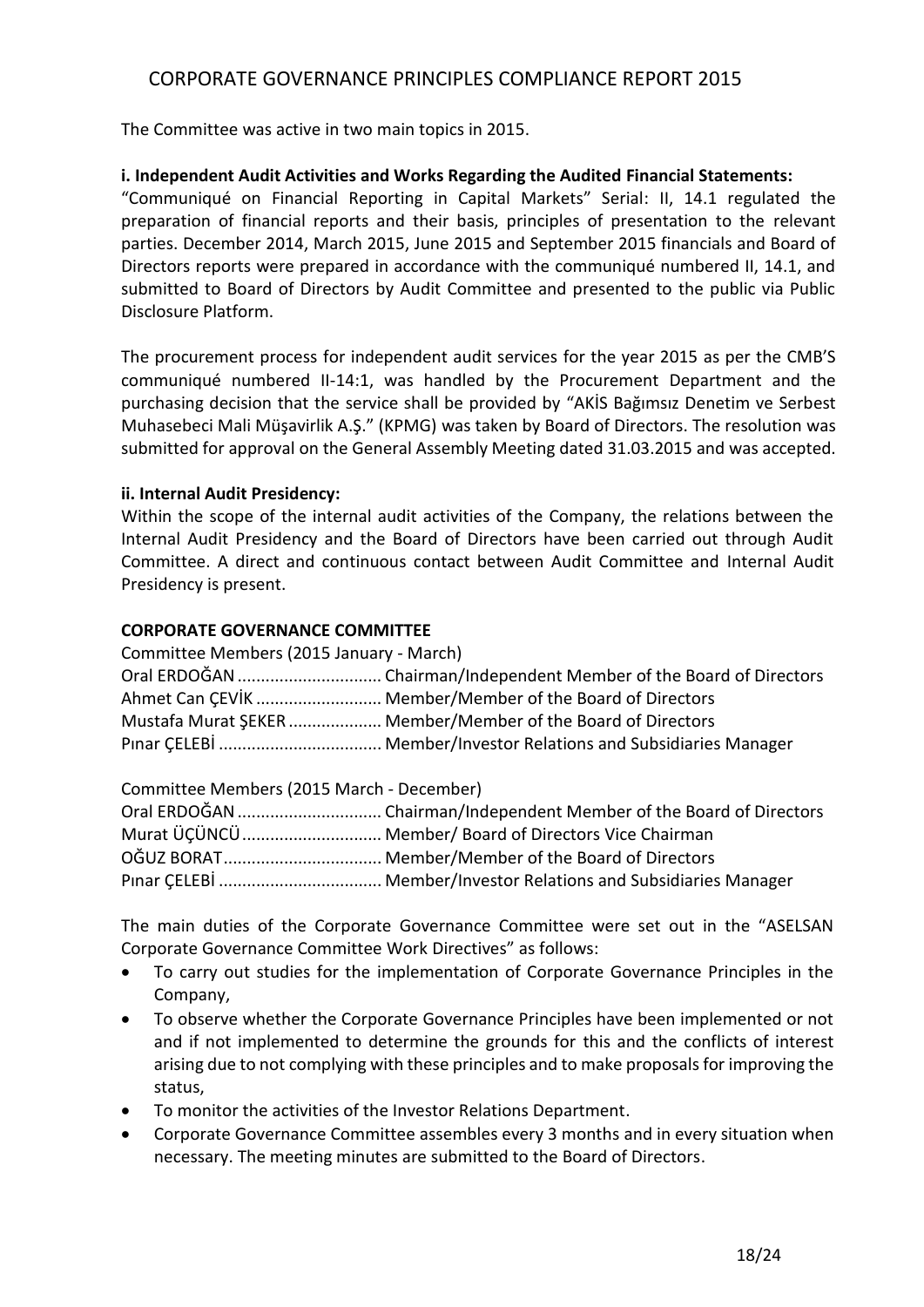The Committee was active in two main topics in 2015.

**i. Independent Audit Activities and Works Regarding the Audited Financial Statements:**

"Communiqué on Financial Reporting in Capital Markets" Serial: II, 14.1 regulated the preparation of financial reports and their basis, principles of presentation to the relevant parties. December 2014, March 2015, June 2015 and September 2015 financials and Board of Directors reports were prepared in accordance with the communiqué numbered II, 14.1, and submitted to Board of Directors by Audit Committee and presented to the public via Public Disclosure Platform.

The procurement process for independent audit services for the year 2015 as per the CMB'S communiqué numbered II-14:1, was handled by the Procurement Department and the purchasing decision that the service shall be provided by "AKİS Bağımsız Denetim ve Serbest Muhasebeci Mali Müşavirlik A.Ş." (KPMG) was taken by Board of Directors. The resolution was submitted for approval on the General Assembly Meeting dated 31.03.2015 and was accepted.

**ii. Internal Audit Presidency:**

Within the scope of the internal audit activities of the Company, the relations between the Internal Audit Presidency and the Board of Directors have been carried out through Audit Committee. A direct and continuous contact between Audit Committee and Internal Audit Presidency is present.

**CORPORATE GOVERNANCE COMMITTEE**

Committee Members (2015 January - March)

Oral ERDOĞAN ............................... Chairman/Independent Member of the Board of Directors
Ahmet Can ÇEVİK ........................... Member/Member of the Board of Directors
Mustafa Murat ŞEKER .................... Member/Member of the Board of Directors
Pınar ÇELEBİ .................................. Member/Investor Relations and Subsidiaries Manager

Committee Members (2015 March - December)

Oral ERDOĞAN ............................... Chairman/Independent Member of the Board of Directors
Murat ÜÇÜNCÜ .............................. Member/ Board of Directors Vice Chairman
OĞUZ BORAT.................................. Member/Member of the Board of Directors
Pınar ÇELEBİ .................................. Member/Investor Relations and Subsidiaries Manager

The main duties of the Corporate Governance Committee were set out in the "ASELSAN Corporate Governance Committee Work Directives" as follows:

- To carry out studies for the implementation of Corporate Governance Principles in the Company,
- To observe whether the Corporate Governance Principles have been implemented or not and if not implemented to determine the grounds for this and the conflicts of interest arising due to not complying with these principles and to make proposals for improving the status,
- To monitor the activities of the Investor Relations Department.
- Corporate Governance Committee assembles every 3 months and in every situation when necessary. The meeting minutes are submitted to the Board of Directors.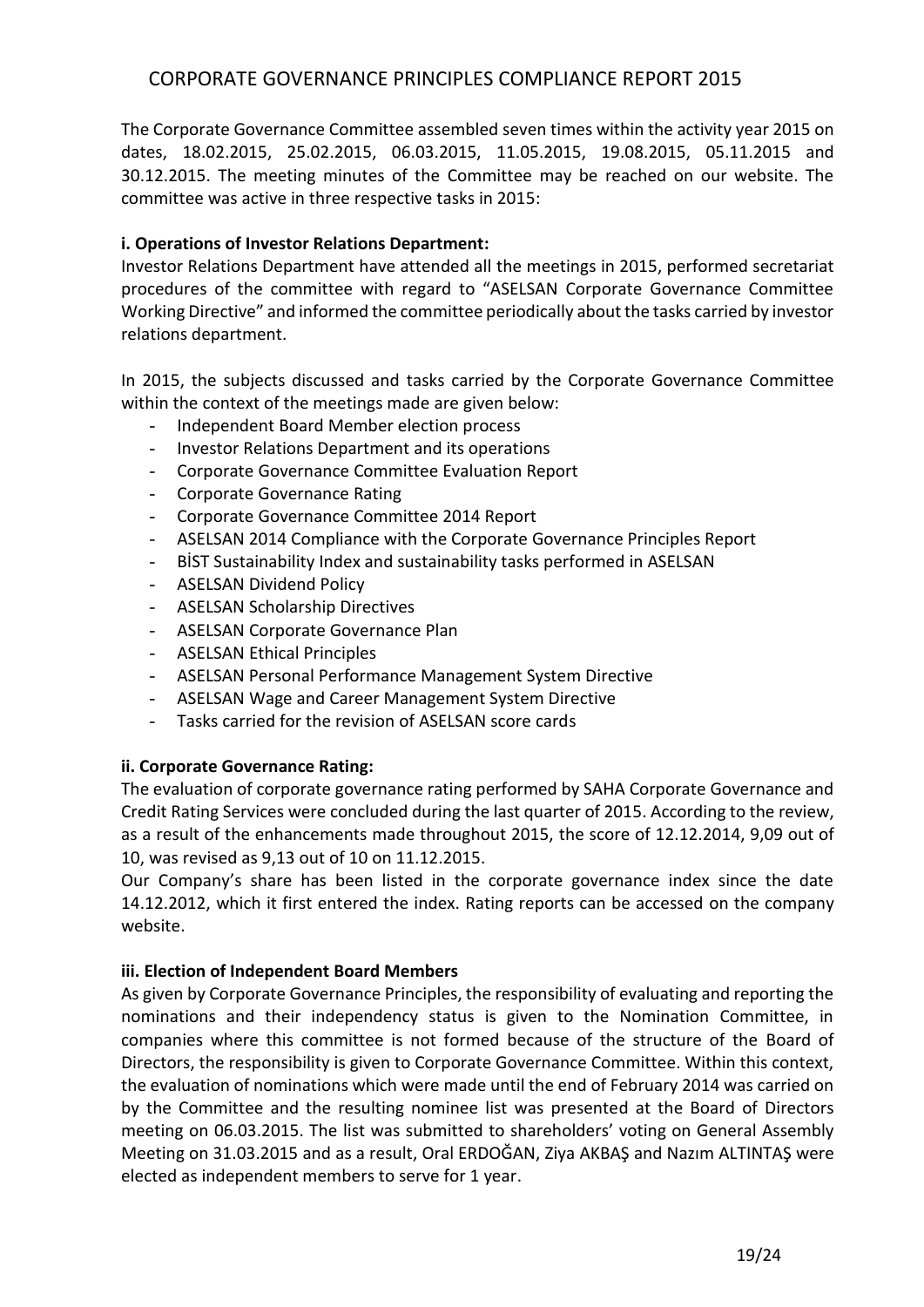The Corporate Governance Committee assembled seven times within the activity year 2015 on dates, 18.02.2015, 25.02.2015, 06.03.2015, 11.05.2015, 19.08.2015, 05.11.2015 and 30.12.2015. The meeting minutes of the Committee may be reached on our website. The committee was active in three respective tasks in 2015:

**i. Operations of Investor Relations Department:**

Investor Relations Department have attended all the meetings in 2015, performed secretariat procedures of the committee with regard to "ASELSAN Corporate Governance Committee Working Directive" and informed the committee periodically about the tasks carried by investor relations department.

In 2015, the subjects discussed and tasks carried by the Corporate Governance Committee within the context of the meetings made are given below:

- Independent Board Member election process
- Investor Relations Department and its operations
- Corporate Governance Committee Evaluation Report
- Corporate Governance Rating
- Corporate Governance Committee 2014 Report
- ASELSAN 2014 Compliance with the Corporate Governance Principles Report
- BİST Sustainability Index and sustainability tasks performed in ASELSAN
- ASELSAN Dividend Policy
- ASELSAN Scholarship Directives
- ASELSAN Corporate Governance Plan
- ASELSAN Ethical Principles
- ASELSAN Personal Performance Management System Directive
- ASELSAN Wage and Career Management System Directive
- Tasks carried for the revision of ASELSAN score cards

**ii. Corporate Governance Rating:**

The evaluation of corporate governance rating performed by SAHA Corporate Governance and Credit Rating Services were concluded during the last quarter of 2015. According to the review, as a result of the enhancements made throughout 2015, the score of 12.12.2014, 9,09 out of 10, was revised as 9,13 out of 10 on 11.12.2015.

Our Company's share has been listed in the corporate governance index since the date 14.12.2012, which it first entered the index. Rating reports can be accessed on the company website.

**iii. Election of Independent Board Members**

As given by Corporate Governance Principles, the responsibility of evaluating and reporting the nominations and their independency status is given to the Nomination Committee, in companies where this committee is not formed because of the structure of the Board of Directors, the responsibility is given to Corporate Governance Committee. Within this context, the evaluation of nominations which were made until the end of February 2014 was carried on by the Committee and the resulting nominee list was presented at the Board of Directors meeting on 06.03.2015. The list was submitted to shareholders' voting on General Assembly Meeting on 31.03.2015 and as a result, Oral ERDOĞAN, Ziya AKBAŞ and Nazım ALTINTAŞ were elected as independent members to serve for 1 year.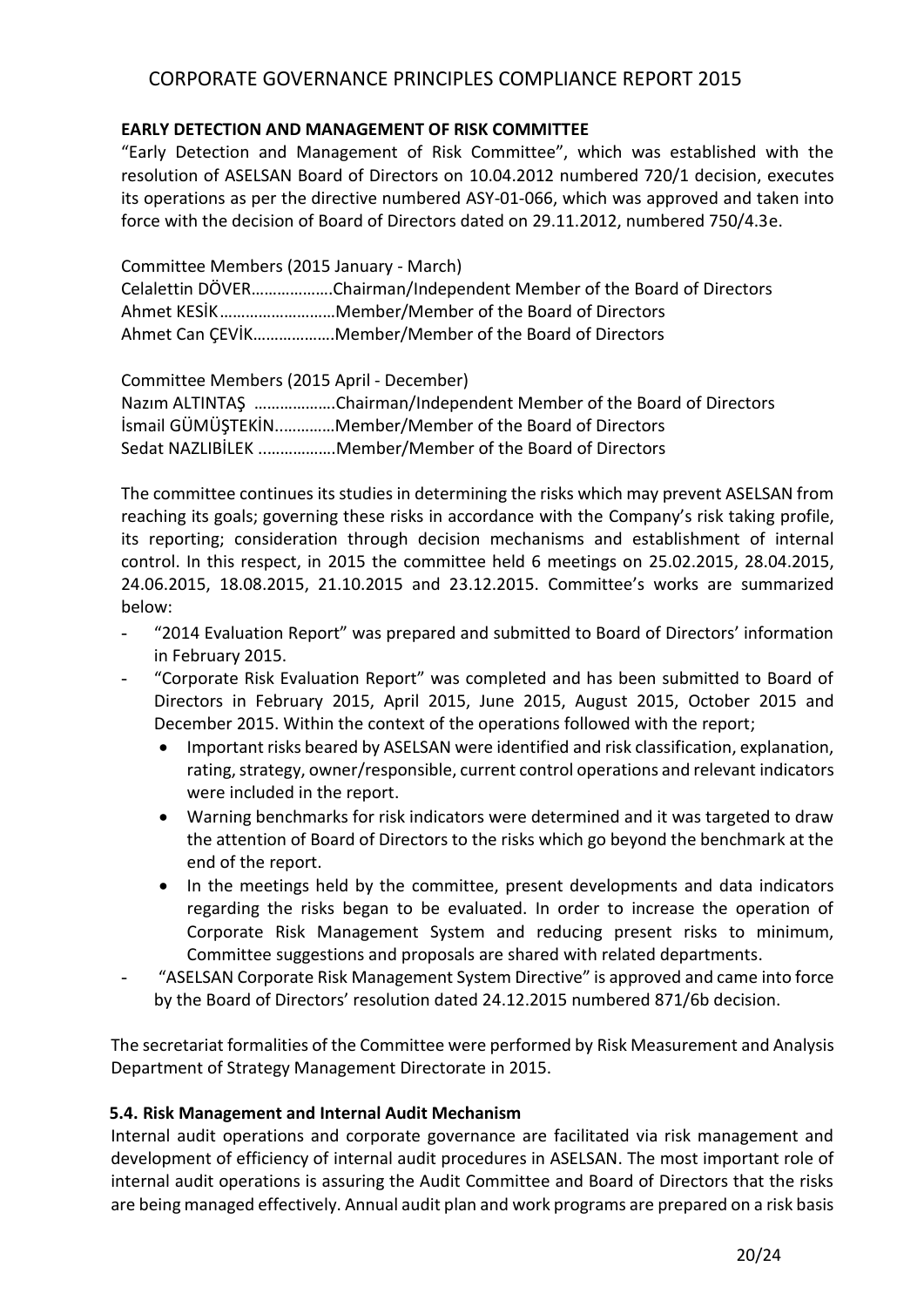**EARLY DETECTION AND MANAGEMENT OF RISK COMMITTEE**

"Early Detection and Management of Risk Committee", which was established with the resolution of ASELSAN Board of Directors on 10.04.2012 numbered 720/1 decision, executes its operations as per the directive numbered ASY-01-066, which was approved and taken into force with the decision of Board of Directors dated on 29.11.2012, numbered 750/4.3e.

Committee Members (2015 January - March)
Celalettin DÖVER……………….Chairman/Independent Member of the Board of Directors
Ahmet KESİK………………………Member/Member of the Board of Directors
Ahmet Can ÇEVİK……………….Member/Member of the Board of Directors

Committee Members (2015 April - December)
Nazım ALTINTAŞ ……………….Chairman/Independent Member of the Board of Directors
İsmail GÜMÜŞTEKİN.............Member/Member of the Board of Directors
Sedat NAZLIBİLEK ................Member/Member of the Board of Directors

The committee continues its studies in determining the risks which may prevent ASELSAN from reaching its goals; governing these risks in accordance with the Company's risk taking profile, its reporting; consideration through decision mechanisms and establishment of internal control. In this respect, in 2015 the committee held 6 meetings on 25.02.2015, 28.04.2015, 24.06.2015, 18.08.2015, 21.10.2015 and 23.12.2015. Committee's works are summarized below:

- "2014 Evaluation Report" was prepared and submitted to Board of Directors' information in February 2015.
- "Corporate Risk Evaluation Report" was completed and has been submitted to Board of Directors in February 2015, April 2015, June 2015, August 2015, October 2015 and December 2015. Within the context of the operations followed with the report;
  - Important risks beared by ASELSAN were identified and risk classification, explanation, rating, strategy, owner/responsible, current control operations and relevant indicators were included in the report.
  - Warning benchmarks for risk indicators were determined and it was targeted to draw the attention of Board of Directors to the risks which go beyond the benchmark at the end of the report.
  - In the meetings held by the committee, present developments and data indicators regarding the risks began to be evaluated. In order to increase the operation of Corporate Risk Management System and reducing present risks to minimum, Committee suggestions and proposals are shared with related departments.
- "ASELSAN Corporate Risk Management System Directive" is approved and came into force by the Board of Directors' resolution dated 24.12.2015 numbered 871/6b decision.

The secretariat formalities of the Committee were performed by Risk Measurement and Analysis Department of Strategy Management Directorate in 2015.

**5.4. Risk Management and Internal Audit Mechanism**

Internal audit operations and corporate governance are facilitated via risk management and development of efficiency of internal audit procedures in ASELSAN. The most important role of internal audit operations is assuring the Audit Committee and Board of Directors that the risks are being managed effectively. Annual audit plan and work programs are prepared on a risk basis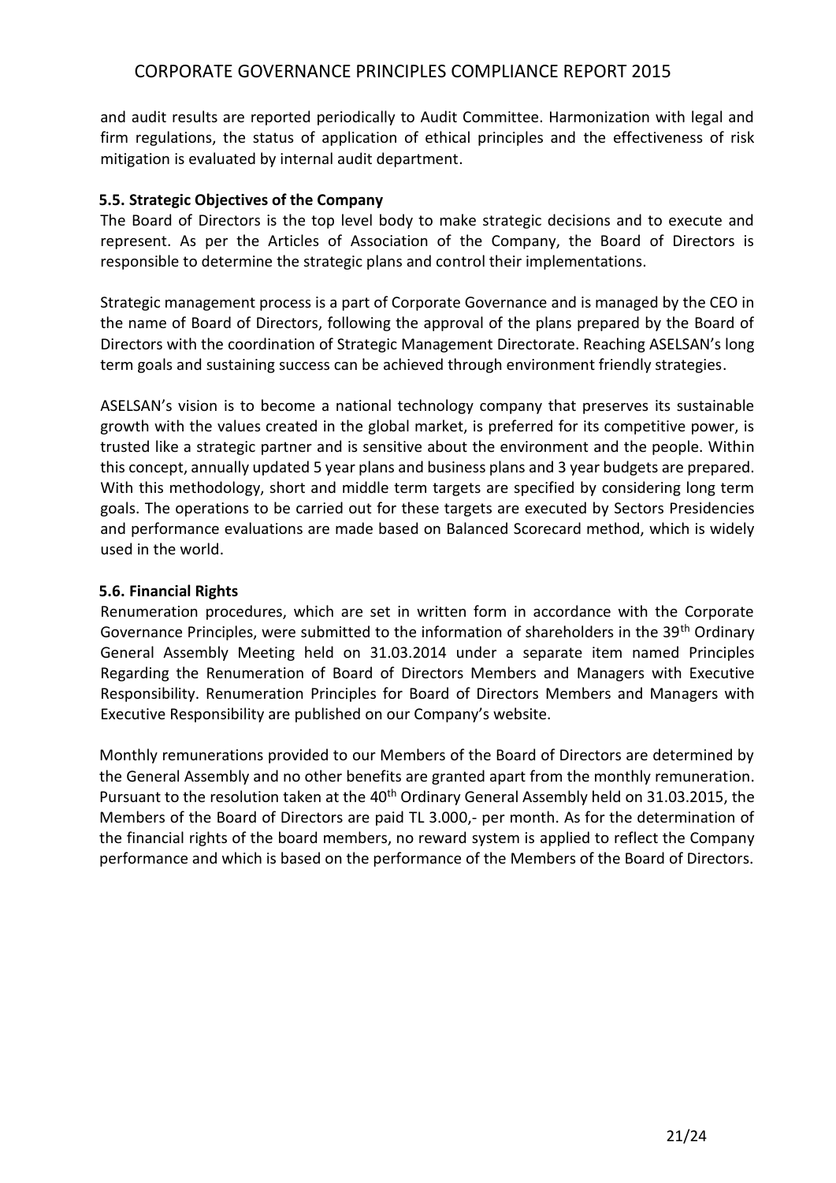and audit results are reported periodically to Audit Committee. Harmonization with legal and firm regulations, the status of application of ethical principles and the effectiveness of risk mitigation is evaluated by internal audit department.

### 5.5. Strategic Objectives of the Company

The Board of Directors is the top level body to make strategic decisions and to execute and represent. As per the Articles of Association of the Company, the Board of Directors is responsible to determine the strategic plans and control their implementations.

Strategic management process is a part of Corporate Governance and is managed by the CEO in the name of Board of Directors, following the approval of the plans prepared by the Board of Directors with the coordination of Strategic Management Directorate. Reaching ASELSAN's long term goals and sustaining success can be achieved through environment friendly strategies.

ASELSAN's vision is to become a national technology company that preserves its sustainable growth with the values created in the global market, is preferred for its competitive power, is trusted like a strategic partner and is sensitive about the environment and the people. Within this concept, annually updated 5 year plans and business plans and 3 year budgets are prepared. With this methodology, short and middle term targets are specified by considering long term goals. The operations to be carried out for these targets are executed by Sectors Presidencies and performance evaluations are made based on Balanced Scorecard method, which is widely used in the world.

### 5.6. Financial Rights

Renumeration procedures, which are set in written form in accordance with the Corporate Governance Principles, were submitted to the information of shareholders in the 39th Ordinary General Assembly Meeting held on 31.03.2014 under a separate item named Principles Regarding the Renumeration of Board of Directors Members and Managers with Executive Responsibility. Renumeration Principles for Board of Directors Members and Managers with Executive Responsibility are published on our Company's website.

Monthly remunerations provided to our Members of the Board of Directors are determined by the General Assembly and no other benefits are granted apart from the monthly remuneration. Pursuant to the resolution taken at the 40th Ordinary General Assembly held on 31.03.2015, the Members of the Board of Directors are paid TL 3.000,- per month. As for the determination of the financial rights of the board members, no reward system is applied to reflect the Company performance and which is based on the performance of the Members of the Board of Directors.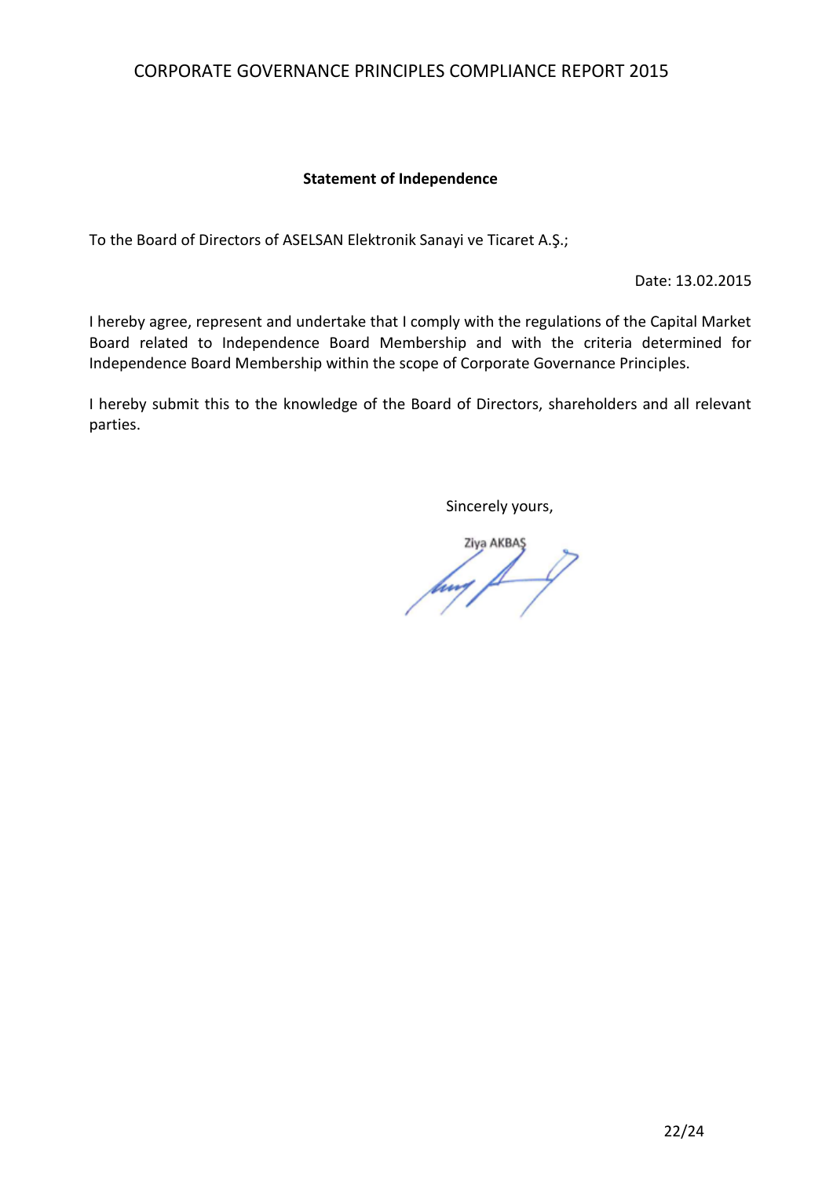### Statement of Independence

To the Board of Directors of ASELSAN Elektronik Sanayi ve Ticaret A.Ş.;

Date: 13.02.2015

I hereby agree, represent and undertake that I comply with the regulations of the Capital Market Board related to Independence Board Membership and with the criteria determined for Independence Board Membership within the scope of Corporate Governance Principles.

I hereby submit this to the knowledge of the Board of Directors, shareholders and all relevant parties.

Sincerely yours,

Ziya AKBAŞ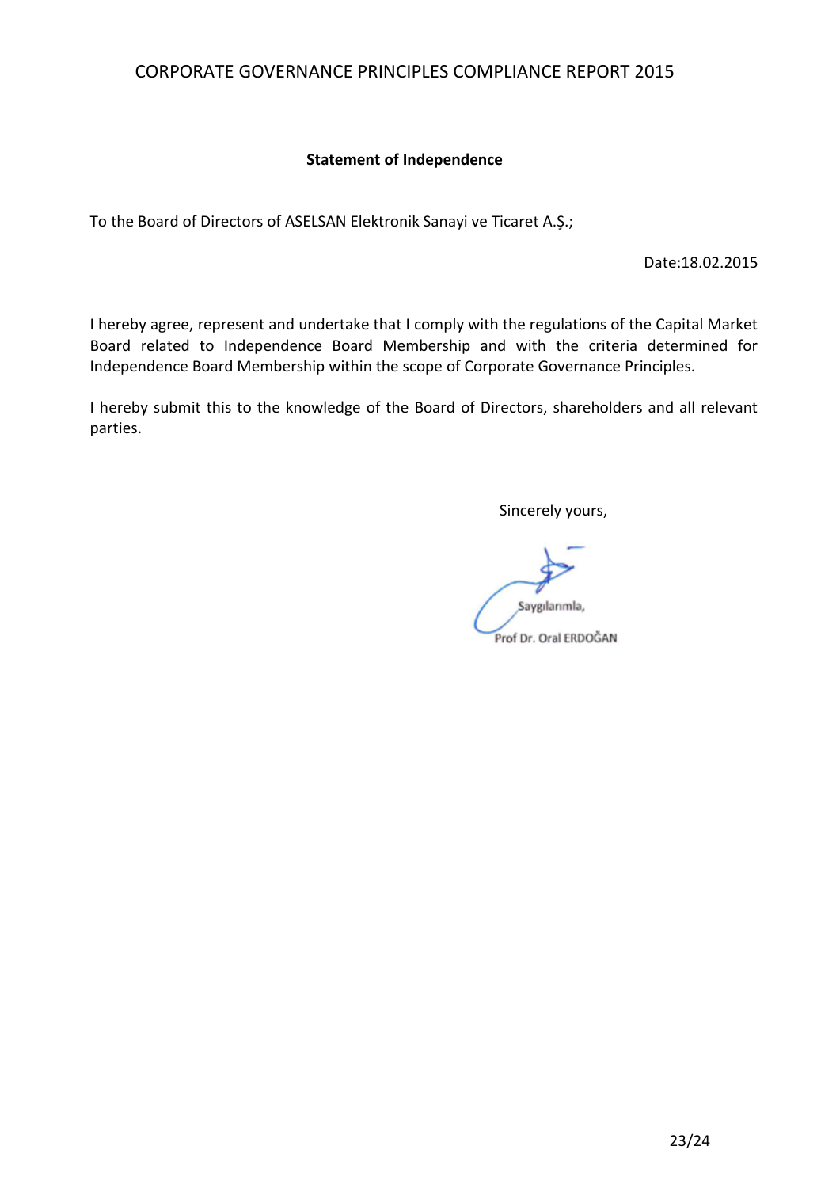**Statement of Independence**

To the Board of Directors of ASELSAN Elektronik Sanayi ve Ticaret A.Ş.;

Date:18.02.2015

I hereby agree, represent and undertake that I comply with the regulations of the Capital Market Board related to Independence Board Membership and with the criteria determined for Independence Board Membership within the scope of Corporate Governance Principles.

I hereby submit this to the knowledge of the Board of Directors, shareholders and all relevant parties.

Sincerely yours,

Saygılarımla,

Prof Dr. Oral ERDOĞAN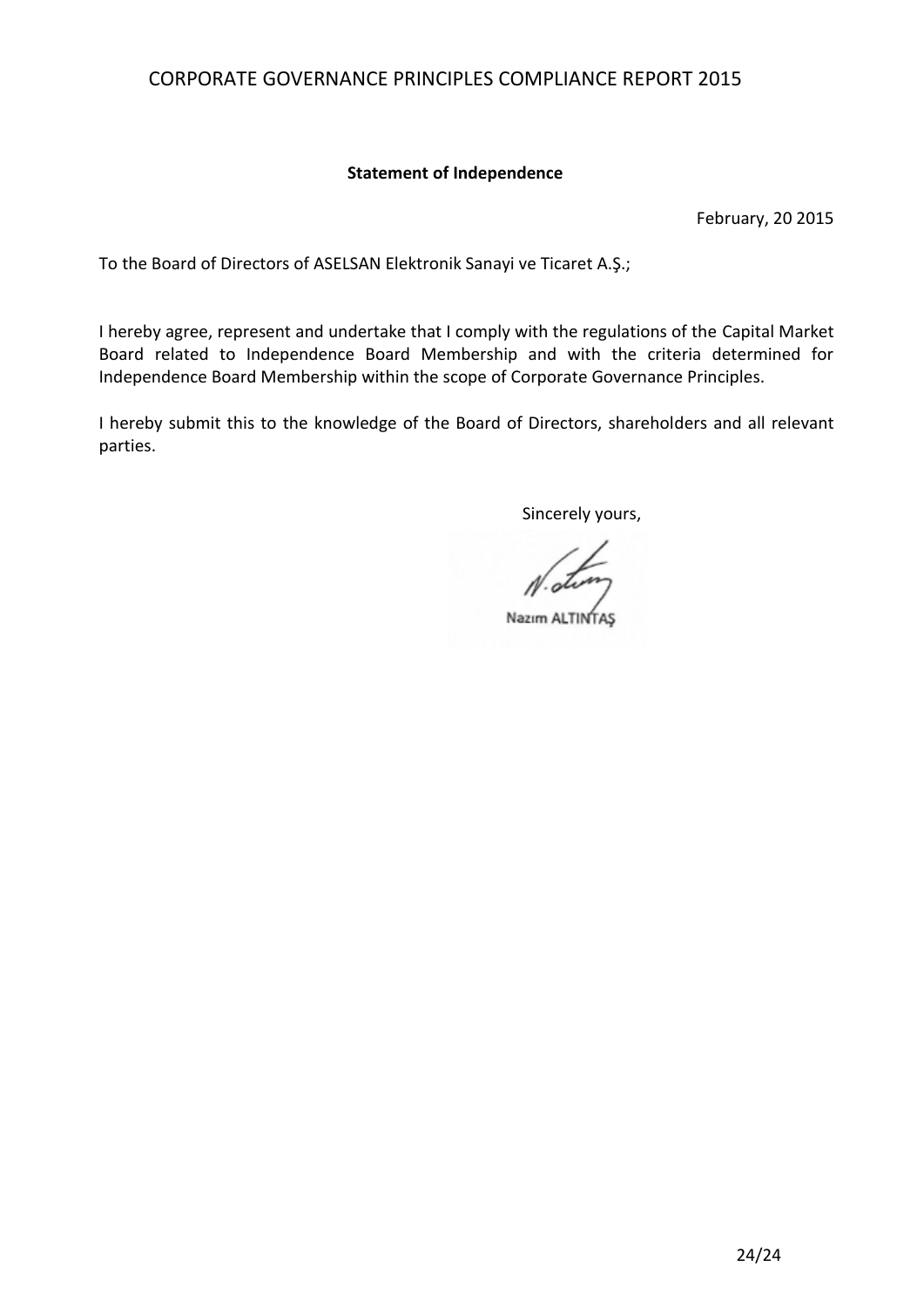**Statement of Independence**

February, 20 2015

To the Board of Directors of ASELSAN Elektronik Sanayi ve Ticaret A.Ş.;

I hereby agree, represent and undertake that I comply with the regulations of the Capital Market Board related to Independence Board Membership and with the criteria determined for Independence Board Membership within the scope of Corporate Governance Principles.

I hereby submit this to the knowledge of the Board of Directors, shareholders and all relevant parties.

Sincerely yours,

Nazım ALTINTAŞ